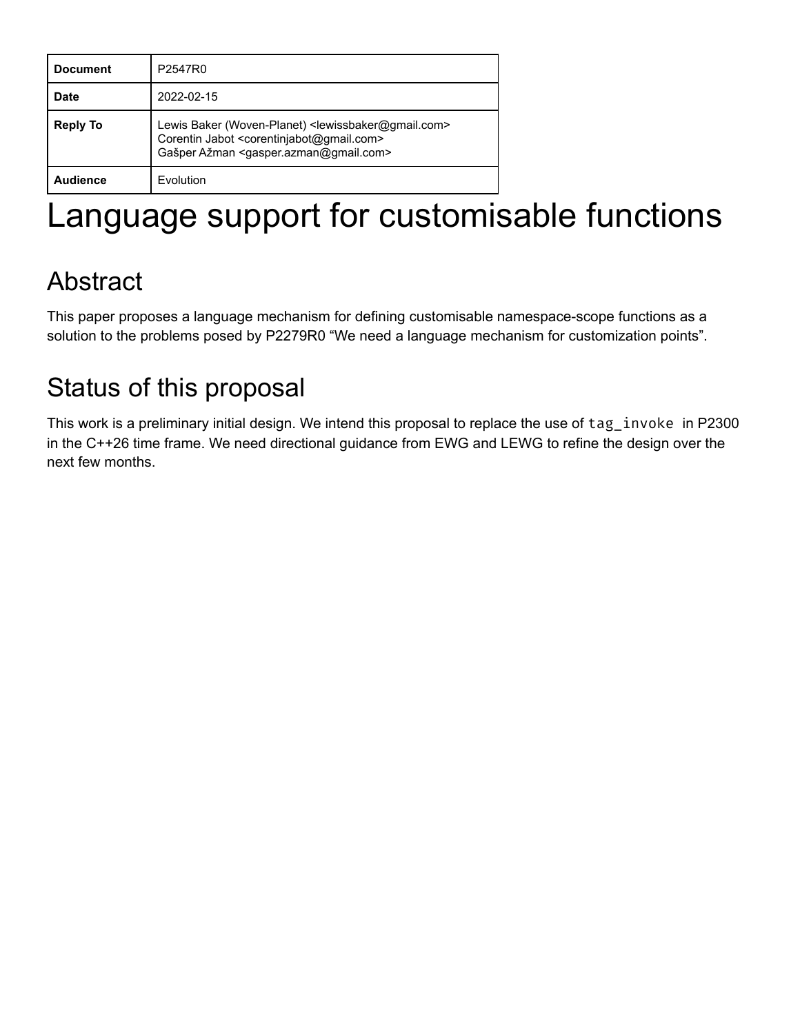| Document | P2547R0 |
|---|---|
| Date | 2022-02-15 |
| Reply To | Lewis Baker (Woven-Planet) <lewissbaker@gmail.com><br>Corentin Jabot <corentinjabot@gmail.com><br>Gašper Ažman <gasper.azman@gmail.com> |
| Audience | Evolution |

# Language support for customisable functions

## Abstract

This paper proposes a language mechanism for defining customisable namespace-scope functions as a solution to the problems posed by P2279R0 “We need a language mechanism for customization points”.

## Status of this proposal

This work is a preliminary initial design. We intend this proposal to replace the use of `tag_invoke` in P2300 in the C++26 time frame. We need directional guidance from EWG and LEWG to refine the design over the next few months.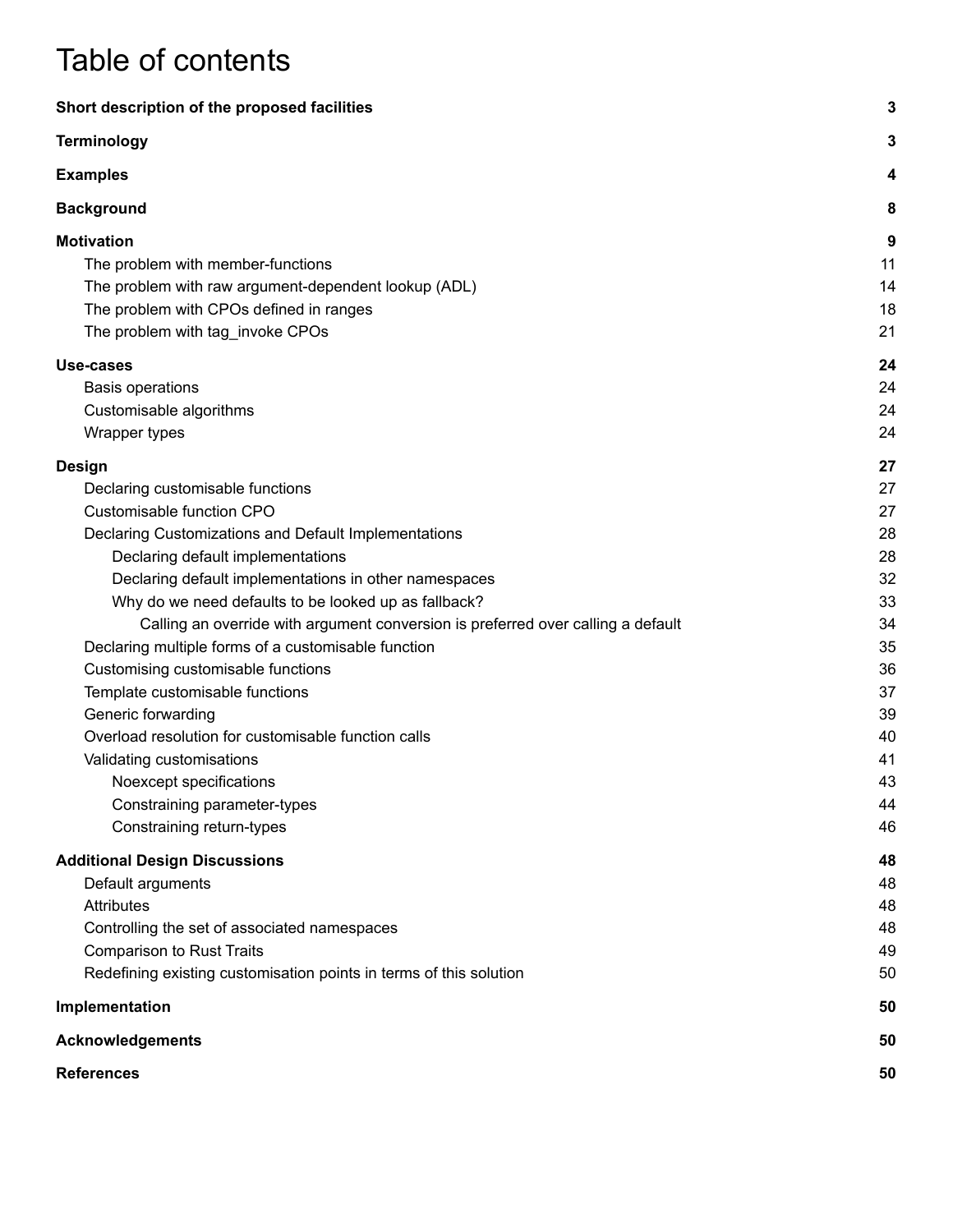# Table of contents

| | |
|---|---|
| **Short description of the proposed facilities** | **3** |
| **Terminology** | **3** |
| **Examples** | **4** |
| **Background** | **8** |
| **Motivation** | **9** |
| The problem with member-functions | 11 |
| The problem with raw argument-dependent lookup (ADL) | 14 |
| The problem with CPOs defined in ranges | 18 |
| The problem with tag_invoke CPOs | 21 |
| **Use-cases** | **24** |
| Basis operations | 24 |
| Customisable algorithms | 24 |
| Wrapper types | 24 |
| **Design** | **27** |
| Declaring customisable functions | 27 |
| Customisable function CPO | 27 |
| Declaring Customizations and Default Implementations | 28 |
| Declaring default implementations | 28 |
| Declaring default implementations in other namespaces | 32 |
| Why do we need defaults to be looked up as fallback? | 33 |
| Calling an override with argument conversion is preferred over calling a default | 34 |
| Declaring multiple forms of a customisable function | 35 |
| Customising customisable functions | 36 |
| Template customisable functions | 37 |
| Generic forwarding | 39 |
| Overload resolution for customisable function calls | 40 |
| Validating customisations | 41 |
| Noexcept specifications | 43 |
| Constraining parameter-types | 44 |
| Constraining return-types | 46 |
| **Additional Design Discussions** | **48** |
| Default arguments | 48 |
| Attributes | 48 |
| Controlling the set of associated namespaces | 48 |
| Comparison to Rust Traits | 49 |
| Redefining existing customisation points in terms of this solution | 50 |
| **Implementation** | **50** |
| **Acknowledgements** | **50** |
| **References** | **50** |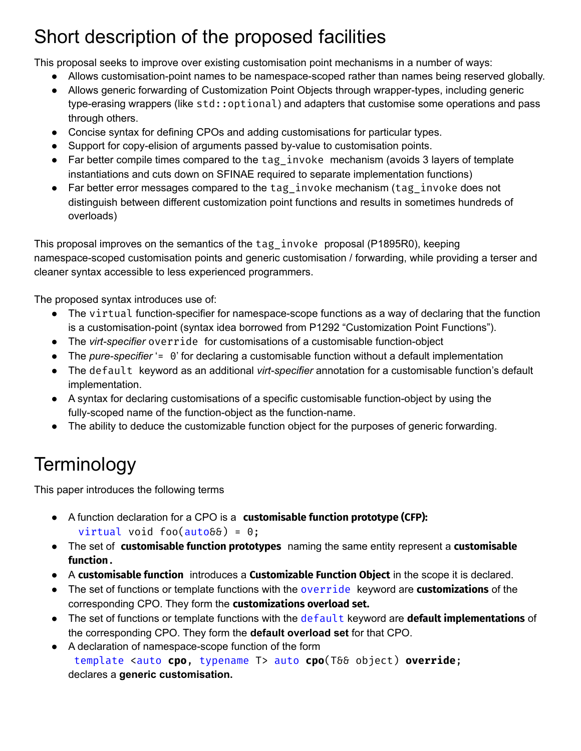# Short description of the proposed facilities

This proposal seeks to improve over existing customisation point mechanisms in a number of ways:

- Allows customisation-point names to be namespace-scoped rather than names being reserved globally.
- Allows generic forwarding of Customization Point Objects through wrapper-types, including generic type-erasing wrappers (like `std::optional`) and adapters that customise some operations and pass through others.
- Concise syntax for defining CPOs and adding customisations for particular types.
- Support for copy-elision of arguments passed by-value to customisation points.
- Far better compile times compared to the `tag_invoke` mechanism (avoids 3 layers of template instantiations and cuts down on SFINAE required to separate implementation functions)
- Far better error messages compared to the `tag_invoke` mechanism (`tag_invoke` does not distinguish between different customization point functions and results in sometimes hundreds of overloads)

This proposal improves on the semantics of the `tag_invoke` proposal (P1895R0), keeping namespace-scoped customisation points and generic customisation / forwarding, while providing a terser and cleaner syntax accessible to less experienced programmers.

The proposed syntax introduces use of:

- The `virtual` function-specifier for namespace-scope functions as a way of declaring that the function is a customisation-point (syntax idea borrowed from P1292 "Customization Point Functions").
- The *virt-specifier* `override` for customisations of a customisable function-object
- The *pure-specifier* '`= 0`' for declaring a customisable function without a default implementation
- The `default` keyword as an additional *virt-specifier* annotation for a customisable function's default implementation.
- A syntax for declaring customisations of a specific customisable function-object by using the fully-scoped name of the function-object as the function-name.
- The ability to deduce the customizable function object for the purposes of generic forwarding.

# Terminology

This paper introduces the following terms

- A function declaration for a CPO is a **customisable function prototype (CFP):**
  `virtual void foo(auto&&) = 0;`
- The set of **customisable function prototypes** naming the same entity represent a **customisable function.**
- A **customisable function** introduces a **Customizable Function Object** in the scope it is declared.
- The set of functions or template functions with the `override` keyword are **customizations** of the corresponding CPO. They form the **customizations overload set.**
- The set of functions or template functions with the `default` keyword are **default implementations** of the corresponding CPO. They form the **default overload set** for that CPO.
- A declaration of namespace-scope function of the form
  `template <auto cpo, typename T> auto cpo(T&& object) override;`
  declares a **generic customisation.**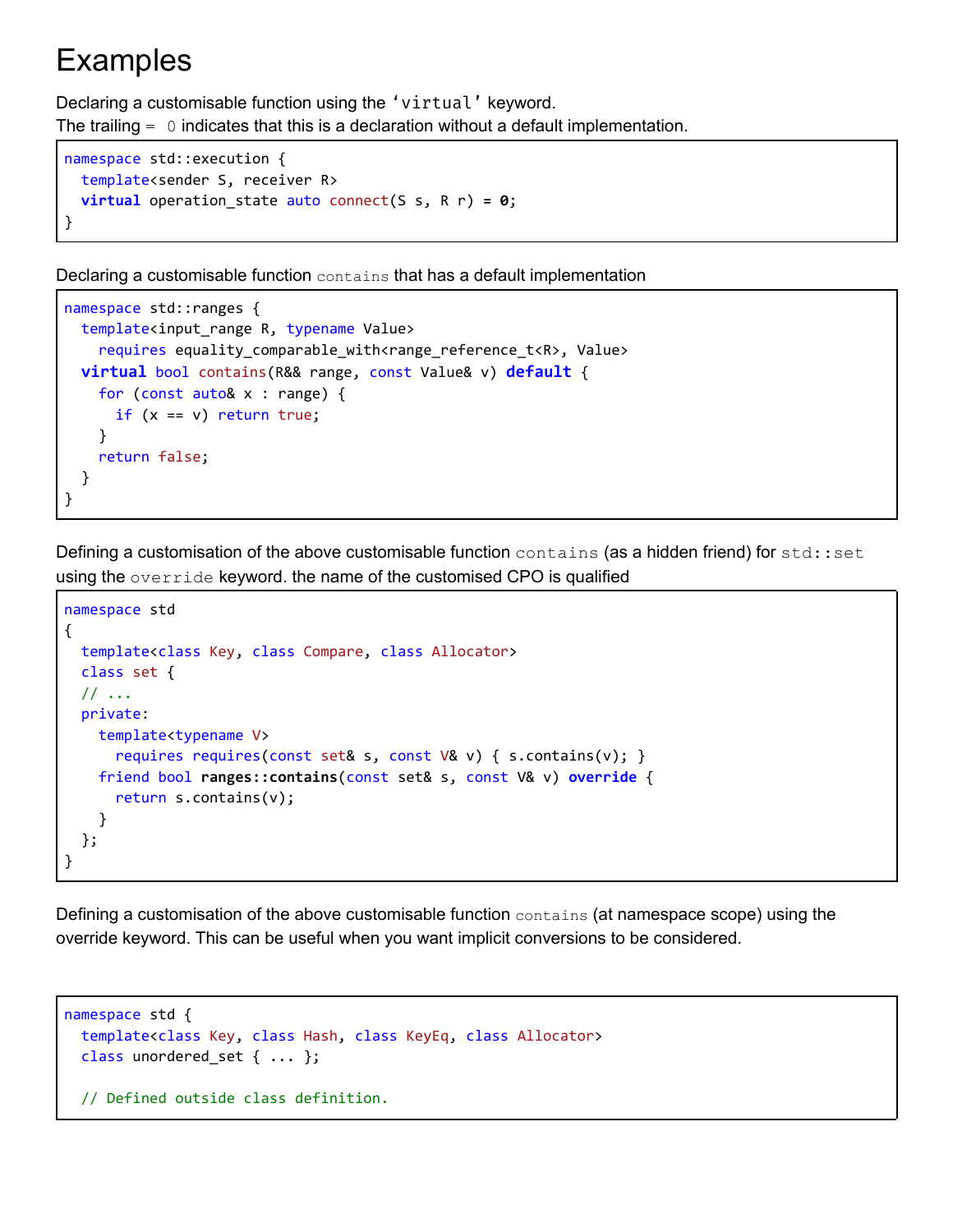# Examples

Declaring a customisable function using the 'virtual' keyword.
The trailing = 0 indicates that this is a declaration without a default implementation.

```
namespace std::execution {
  template<sender S, receiver R>
  virtual operation_state auto connect(S s, R r) = 0;
}
```

Declaring a customisable function contains that has a default implementation

```
namespace std::ranges {
  template<input_range R, typename Value>
    requires equality_comparable_with<range_reference_t<R>, Value>
  virtual bool contains(R&& range, const Value& v) default {
    for (const auto& x : range) {
      if (x == v) return true;
    }
    return false;
  }
}
```

Defining a customisation of the above customisable function contains (as a hidden friend) for std::set using the override keyword. the name of the customised CPO is qualified

```
namespace std
{
  template<class Key, class Compare, class Allocator>
  class set {
  // ...
  private:
    template<typename V>
      requires requires(const set& s, const V& v) { s.contains(v); }
    friend bool ranges::contains(const set& s, const V& v) override {
      return s.contains(v);
    }
  };
}
```

Defining a customisation of the above customisable function contains (at namespace scope) using the override keyword. This can be useful when you want implicit conversions to be considered.

```
namespace std {
  template<class Key, class Hash, class KeyEq, class Allocator>
  class unordered_set { ... };

  // Defined outside class definition.
```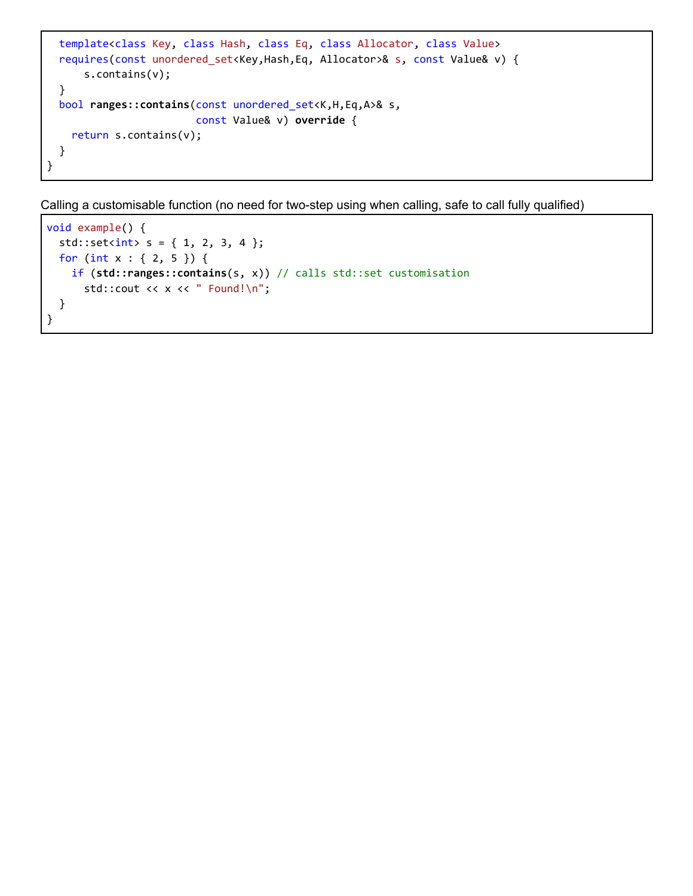```
  template<class Key, class Hash, class Eq, class Allocator, class Value>
  requires(const unordered_set<Key,Hash,Eq, Allocator>& s, const Value& v) {
      s.contains(v);
  }
  bool ranges::contains(const unordered_set<K,H,Eq,A>& s,
                        const Value& v) override {
    return s.contains(v);
  }
}
```

Calling a customisable function (no need for two-step using when calling, safe to call fully qualified)

```
void example() {
  std::set<int> s = { 1, 2, 3, 4 };
  for (int x : { 2, 5 }) {
    if (std::ranges::contains(s, x)) // calls std::set customisation
      std::cout << x << " Found!\n";
  }
}
```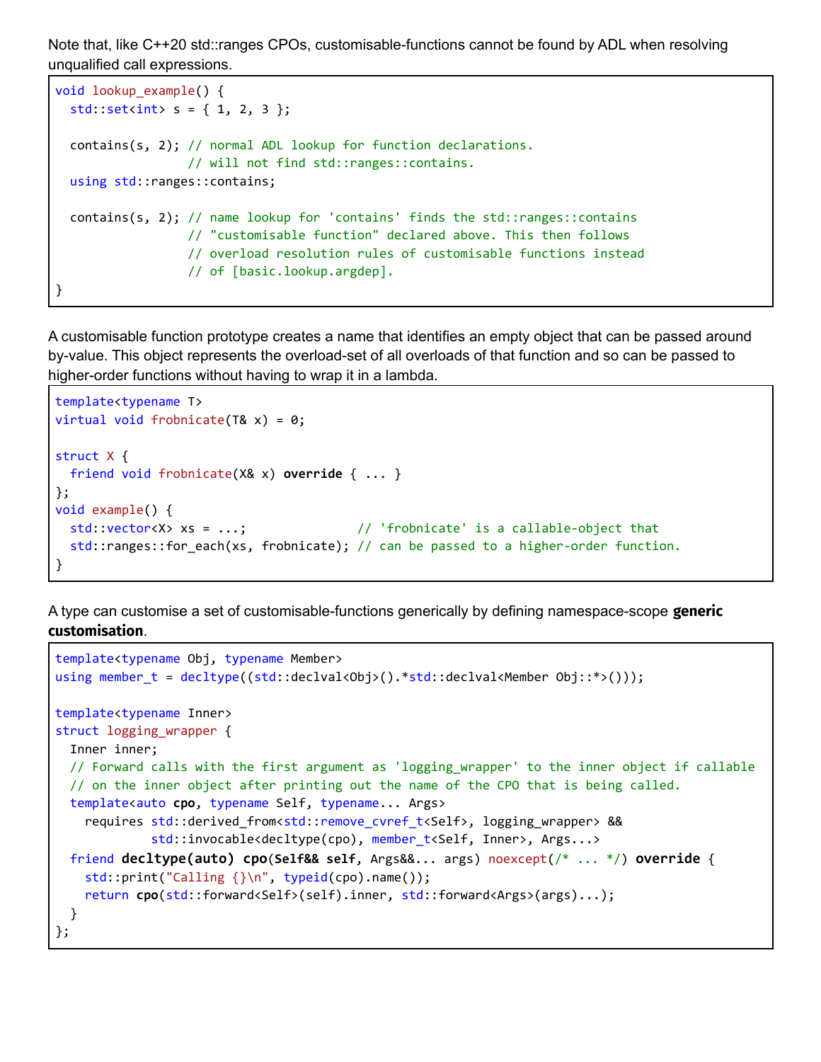Note that, like C++20 std::ranges CPOs, customisable-functions cannot be found by ADL when resolving unqualified call expressions.

```
void lookup_example() {
  std::set<int> s = { 1, 2, 3 };

  contains(s, 2); // normal ADL lookup for function declarations.
                  // will not find std::ranges::contains.
  using std::ranges::contains;

  contains(s, 2); // name lookup for 'contains' finds the std::ranges::contains
                  // "customisable function" declared above. This then follows
                  // overload resolution rules of customisable functions instead
                  // of [basic.lookup.argdep].
}
```

A customisable function prototype creates a name that identifies an empty object that can be passed around by-value. This object represents the overload-set of all overloads of that function and so can be passed to higher-order functions without having to wrap it in a lambda.

```
template<typename T>
virtual void frobnicate(T& x) = 0;

struct X {
  friend void frobnicate(X& x) override { ... }
};
void example() {
  std::vector<X> xs = ...;              // 'frobnicate' is a callable-object that
  std::ranges::for_each(xs, frobnicate); // can be passed to a higher-order function.
}
```

A type can customise a set of customisable-functions generically by defining namespace-scope **generic customisation**.

```
template<typename Obj, typename Member>
using member_t = decltype((std::declval<Obj>().*std::declval<Member Obj::*>()));

template<typename Inner>
struct logging_wrapper {
  Inner inner;
  // Forward calls with the first argument as 'logging_wrapper' to the inner object if callable
  // on the inner object after printing out the name of the CPO that is being called.
  template<auto cpo, typename Self, typename... Args>
    requires std::derived_from<std::remove_cvref_t<Self>, logging_wrapper> &&
             std::invocable<decltype(cpo), member_t<Self, Inner>, Args...>
  friend decltype(auto) cpo(Self&& self, Args&&... args) noexcept(/* ... */) override {
    std::print("Calling {}\n", typeid(cpo).name());
    return cpo(std::forward<Self>(self).inner, std::forward<Args>(args)...);
  }
};
```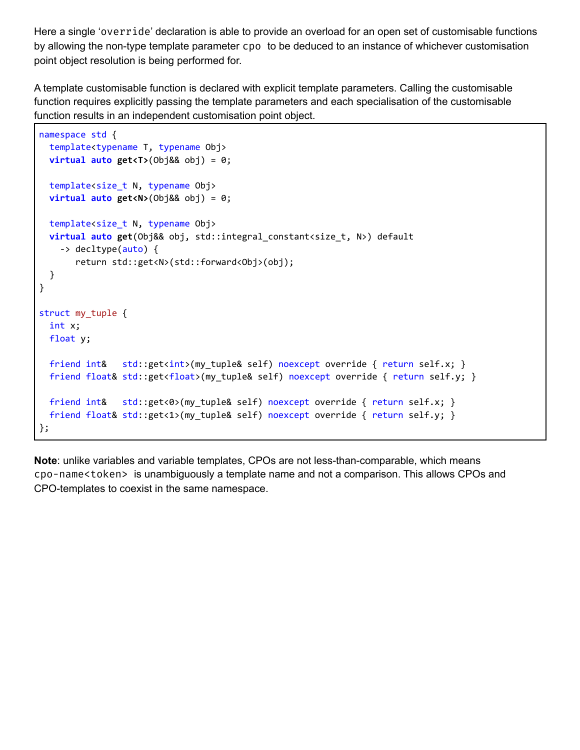Here a single 'override' declaration is able to provide an overload for an open set of customisable functions by allowing the non-type template parameter `cpo` to be deduced to an instance of whichever customisation point object resolution is being performed for.

A template customisable function is declared with explicit template parameters. Calling the customisable function requires explicitly passing the template parameters and each specialisation of the customisable function results in an independent customisation point object.

```
namespace std {
  template<typename T, typename Obj>
  virtual auto get<T>(Obj&& obj) = 0;

  template<size_t N, typename Obj>
  virtual auto get<N>(Obj&& obj) = 0;

  template<size_t N, typename Obj>
  virtual auto get(Obj&& obj, std::integral_constant<size_t, N>) default
    -> decltype(auto) {
       return std::get<N>(std::forward<Obj>(obj);
  }
}

struct my_tuple {
  int x;
  float y;

  friend int&   std::get<int>(my_tuple& self) noexcept override { return self.x; }
  friend float& std::get<float>(my_tuple& self) noexcept override { return self.y; }

  friend int&   std::get<0>(my_tuple& self) noexcept override { return self.x; }
  friend float& std::get<1>(my_tuple& self) noexcept override { return self.y; }
};
```

**Note**: unlike variables and variable templates, CPOs are not less-than-comparable, which means `cpo-name<token>` is unambiguously a template name and not a comparison. This allows CPOs and CPO-templates to coexist in the same namespace.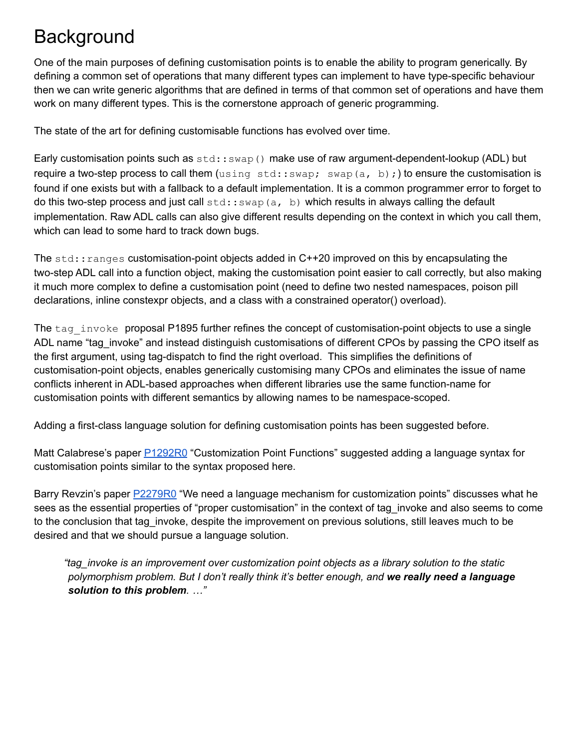# Background

One of the main purposes of defining customisation points is to enable the ability to program generically. By defining a common set of operations that many different types can implement to have type-specific behaviour then we can write generic algorithms that are defined in terms of that common set of operations and have them work on many different types. This is the cornerstone approach of generic programming.

The state of the art for defining customisable functions has evolved over time.

Early customisation points such as `std::swap()` make use of raw argument-dependent-lookup (ADL) but require a two-step process to call them (`using std::swap; swap(a, b);`) to ensure the customisation is found if one exists but with a fallback to a default implementation. It is a common programmer error to forget to do this two-step process and just call `std::swap(a, b)` which results in always calling the default implementation. Raw ADL calls can also give different results depending on the context in which you call them, which can lead to some hard to track down bugs.

The `std::ranges` customisation-point objects added in C++20 improved on this by encapsulating the two-step ADL call into a function object, making the customisation point easier to call correctly, but also making it much more complex to define a customisation point (need to define two nested namespaces, poison pill declarations, inline constexpr objects, and a class with a constrained operator() overload).

The `tag_invoke` proposal P1895 further refines the concept of customisation-point objects to use a single ADL name "tag_invoke" and instead distinguish customisations of different CPOs by passing the CPO itself as the first argument, using tag-dispatch to find the right overload. This simplifies the definitions of customisation-point objects, enables generically customising many CPOs and eliminates the issue of name conflicts inherent in ADL-based approaches when different libraries use the same function-name for customisation points with different semantics by allowing names to be namespace-scoped.

Adding a first-class language solution for defining customisation points has been suggested before.

Matt Calabrese's paper [P1292R0](P1292R0) "Customization Point Functions" suggested adding a language syntax for customisation points similar to the syntax proposed here.

Barry Revzin's paper [P2279R0](P2279R0) "We need a language mechanism for customization points" discusses what he sees as the essential properties of "proper customisation" in the context of tag_invoke and also seems to come to the conclusion that tag_invoke, despite the improvement on previous solutions, still leaves much to be desired and that we should pursue a language solution.

> *"tag_invoke is an improvement over customization point objects as a library solution to the static polymorphism problem. But I don't really think it's better enough, and* ***we really need a language solution to this problem****. …"*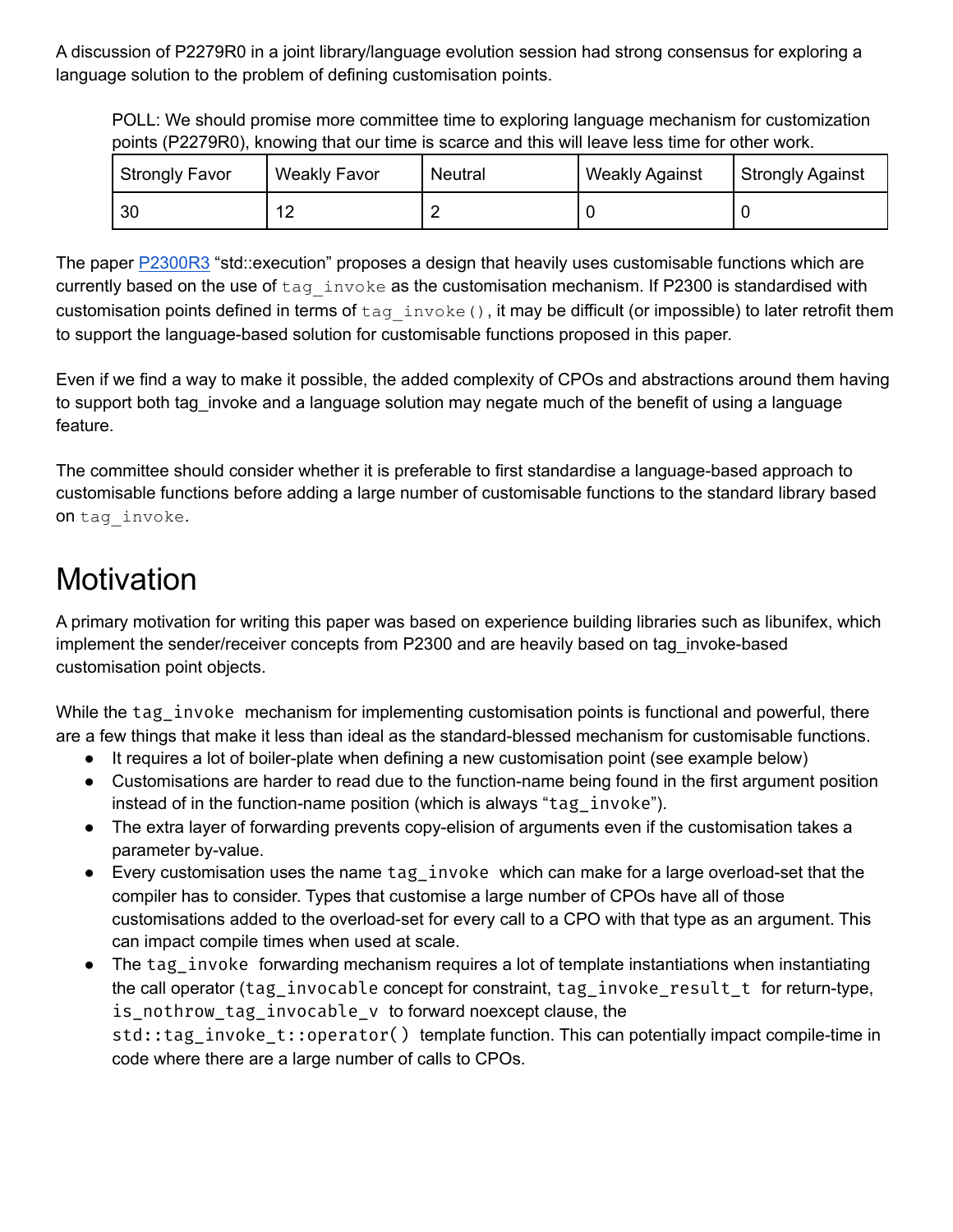A discussion of P2279R0 in a joint library/language evolution session had strong consensus for exploring a language solution to the problem of defining customisation points.

> POLL: We should promise more committee time to exploring language mechanism for customization points (P2279R0), knowing that our time is scarce and this will leave less time for other work.

| Strongly Favor | Weakly Favor | Neutral | Weakly Against | Strongly Against |
|---|---|---|---|---|
| 30 | 12 | 2 | 0 | 0 |

The paper P2300R3 "std::execution" proposes a design that heavily uses customisable functions which are currently based on the use of `tag_invoke` as the customisation mechanism. If P2300 is standardised with customisation points defined in terms of `tag_invoke()`, it may be difficult (or impossible) to later retrofit them to support the language-based solution for customisable functions proposed in this paper.

Even if we find a way to make it possible, the added complexity of CPOs and abstractions around them having to support both tag_invoke and a language solution may negate much of the benefit of using a language feature.

The committee should consider whether it is preferable to first standardise a language-based approach to customisable functions before adding a large number of customisable functions to the standard library based on `tag_invoke`.

# Motivation

A primary motivation for writing this paper was based on experience building libraries such as libunifex, which implement the sender/receiver concepts from P2300 and are heavily based on tag_invoke-based customisation point objects.

While the `tag_invoke` mechanism for implementing customisation points is functional and powerful, there are a few things that make it less than ideal as the standard-blessed mechanism for customisable functions.

- It requires a lot of boiler-plate when defining a new customisation point (see example below)
- Customisations are harder to read due to the function-name being found in the first argument position instead of in the function-name position (which is always "`tag_invoke`").
- The extra layer of forwarding prevents copy-elision of arguments even if the customisation takes a parameter by-value.
- Every customisation uses the name `tag_invoke` which can make for a large overload-set that the compiler has to consider. Types that customise a large number of CPOs have all of those customisations added to the overload-set for every call to a CPO with that type as an argument. This can impact compile times when used at scale.
- The `tag_invoke` forwarding mechanism requires a lot of template instantiations when instantiating the call operator (`tag_invocable` concept for constraint, `tag_invoke_result_t` for return-type, `is_nothrow_tag_invocable_v` to forward noexcept clause, the `std::tag_invoke_t::operator()` template function. This can potentially impact compile-time in code where there are a large number of calls to CPOs.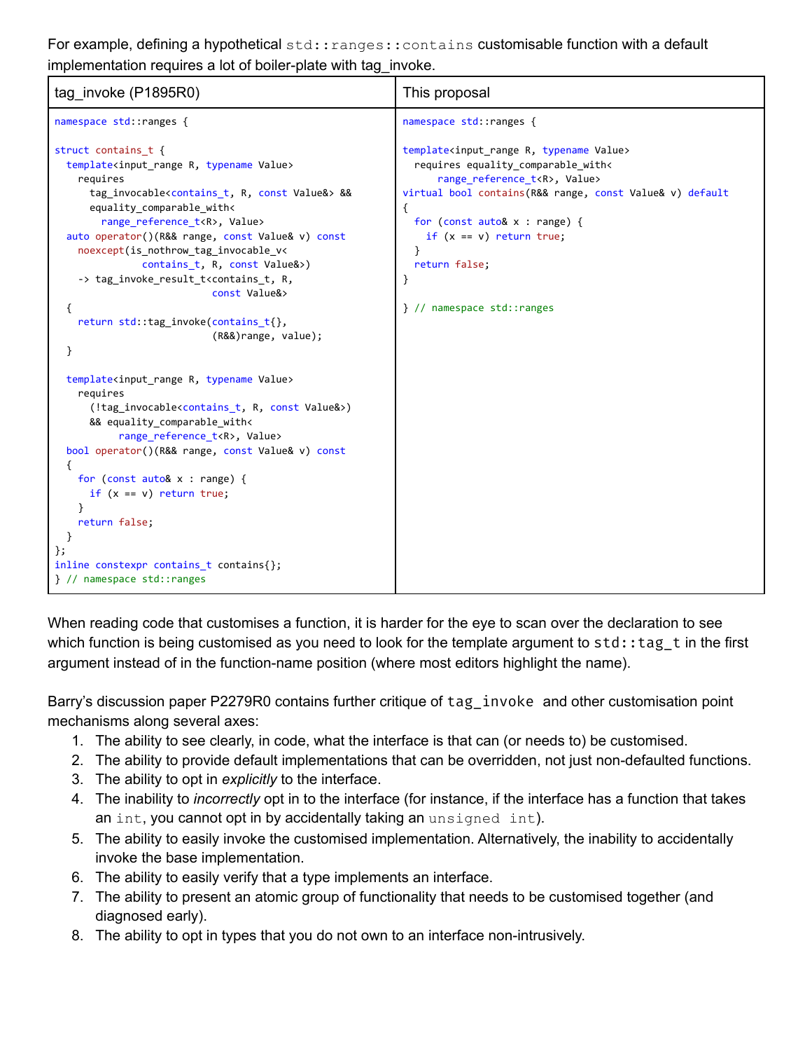For example, defining a hypothetical `std::ranges::contains` customisable function with a default implementation requires a lot of boiler-plate with tag_invoke.

<table>
<tr><th>tag_invoke (P1895R0)</th><th>This proposal</th></tr>
<tr><td>

```
namespace std::ranges {

struct contains_t {
  template<input_range R, typename Value>
    requires
      tag_invocable<contains_t, R, const Value&> &&
      equality_comparable_with<
        range_reference_t<R>, Value>
  auto operator()(R&& range, const Value& v) const
    noexcept(is_nothrow_tag_invocable_v<
             contains_t, R, const Value&>)
    -> tag_invoke_result_t<contains_t, R,
                           const Value&>
  {
    return std::tag_invoke(contains_t{},
                           (R&&)range, value);
  }

  template<input_range R, typename Value>
    requires
      (!tag_invocable<contains_t, R, const Value&>)
      && equality_comparable_with<
           range_reference_t<R>, Value>
  bool operator()(R&& range, const Value& v) const
  {
    for (const auto& x : range) {
      if (x == v) return true;
    }
    return false;
  }
};
inline constexpr contains_t contains{};
} // namespace std::ranges
```

</td><td>

```
namespace std::ranges {

template<input_range R, typename Value>
  requires equality_comparable_with<
      range_reference_t<R>, Value>
virtual bool contains(R&& range, const Value& v) default
{
  for (const auto& x : range) {
    if (x == v) return true;
  }
  return false;
}

} // namespace std::ranges
```

</td></tr>
</table>

When reading code that customises a function, it is harder for the eye to scan over the declaration to see which function is being customised as you need to look for the template argument to `std::tag_t` in the first argument instead of in the function-name position (where most editors highlight the name).

Barry's discussion paper P2279R0 contains further critique of `tag_invoke` and other customisation point mechanisms along several axes:

1. The ability to see clearly, in code, what the interface is that can (or needs to) be customised.
2. The ability to provide default implementations that can be overridden, not just non-defaulted functions.
3. The ability to opt in *explicitly* to the interface.
4. The inability to *incorrectly* opt in to the interface (for instance, if the interface has a function that takes an `int`, you cannot opt in by accidentally taking an `unsigned int`).
5. The ability to easily invoke the customised implementation. Alternatively, the inability to accidentally invoke the base implementation.
6. The ability to easily verify that a type implements an interface.
7. The ability to present an atomic group of functionality that needs to be customised together (and diagnosed early).
8. The ability to opt in types that you do not own to an interface non-intrusively.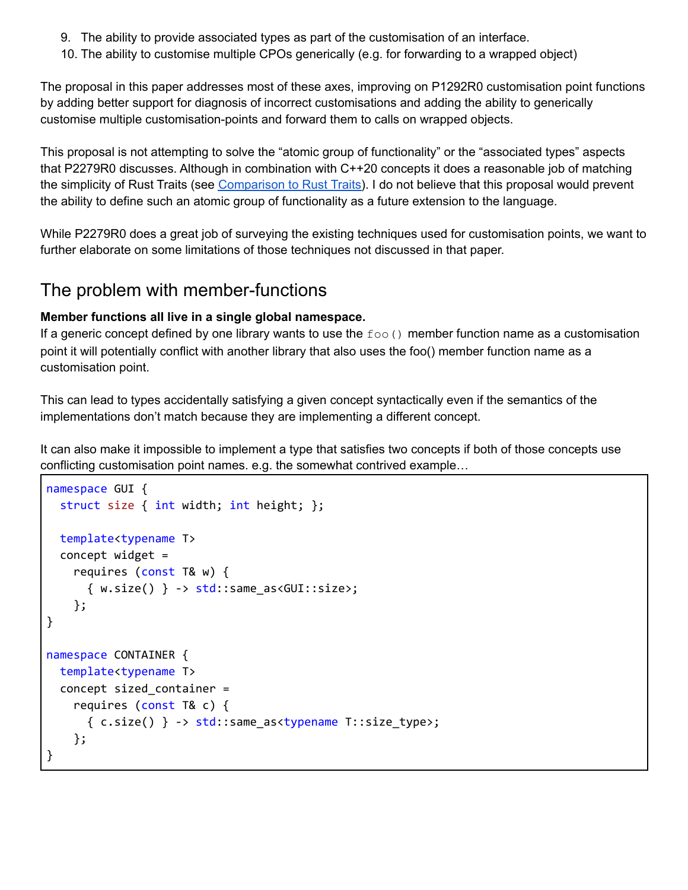9. The ability to provide associated types as part of the customisation of an interface.
10. The ability to customise multiple CPOs generically (e.g. for forwarding to a wrapped object)

The proposal in this paper addresses most of these axes, improving on P1292R0 customisation point functions by adding better support for diagnosis of incorrect customisations and adding the ability to generically customise multiple customisation-points and forward them to calls on wrapped objects.

This proposal is not attempting to solve the "atomic group of functionality" or the "associated types" aspects that P2279R0 discusses. Although in combination with C++20 concepts it does a reasonable job of matching the simplicity of Rust Traits (see Comparison to Rust Traits). I do not believe that this proposal would prevent the ability to define such an atomic group of functionality as a future extension to the language.

While P2279R0 does a great job of surveying the existing techniques used for customisation points, we want to further elaborate on some limitations of those techniques not discussed in that paper.

## The problem with member-functions

**Member functions all live in a single global namespace.**
If a generic concept defined by one library wants to use the `foo()` member function name as a customisation point it will potentially conflict with another library that also uses the foo() member function name as a customisation point.

This can lead to types accidentally satisfying a given concept syntactically even if the semantics of the implementations don't match because they are implementing a different concept.

It can also make it impossible to implement a type that satisfies two concepts if both of those concepts use conflicting customisation point names. e.g. the somewhat contrived example…

```
namespace GUI {
  struct size { int width; int height; };

  template<typename T>
  concept widget =
    requires (const T& w) {
      { w.size() } -> std::same_as<GUI::size>;
    };
}

namespace CONTAINER {
  template<typename T>
  concept sized_container =
    requires (const T& c) {
      { c.size() } -> std::same_as<typename T::size_type>;
    };
}
```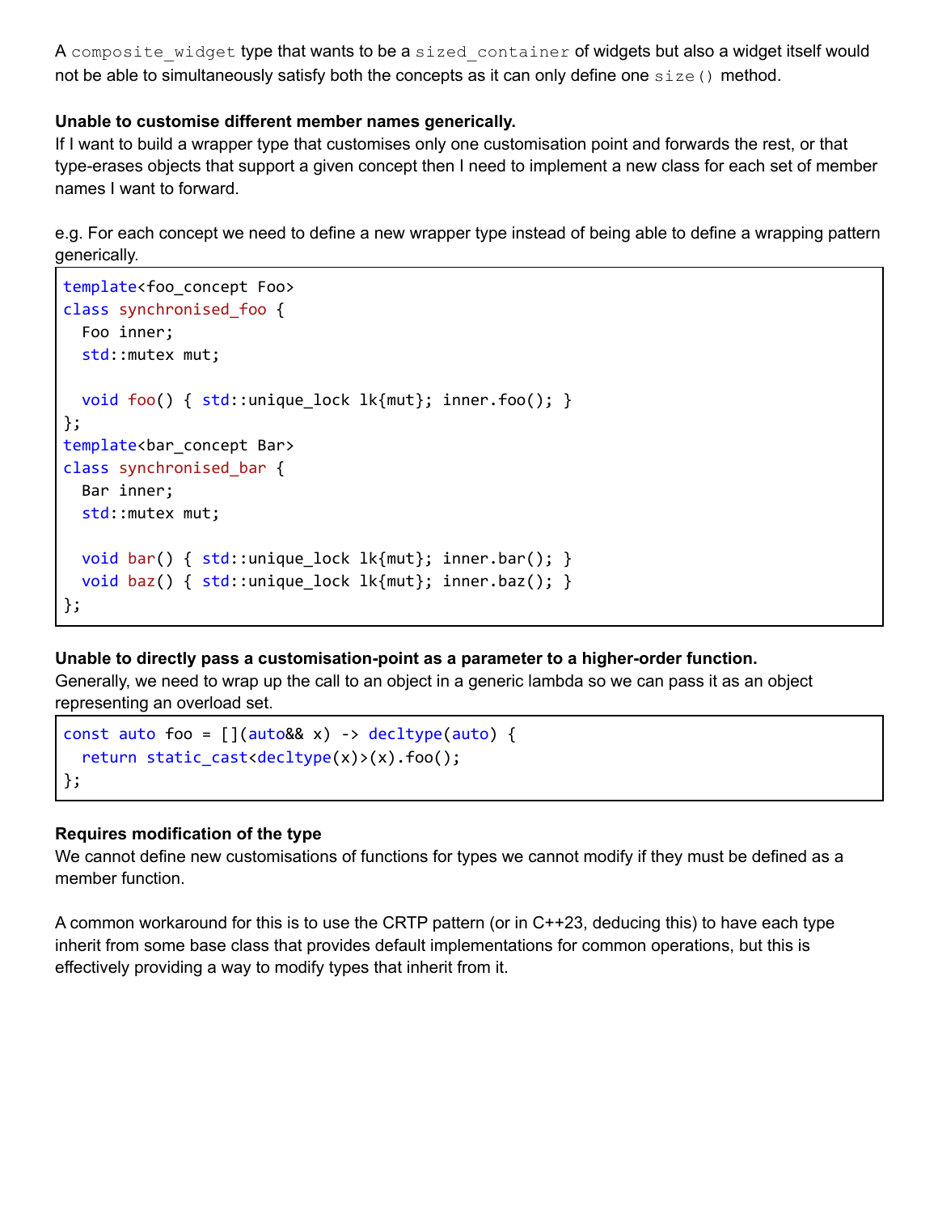A `composite_widget` type that wants to be a `sized_container` of widgets but also a widget itself would not be able to simultaneously satisfy both the concepts as it can only define one `size()` method.

**Unable to customise different member names generically.**
If I want to build a wrapper type that customises only one customisation point and forwards the rest, or that type-erases objects that support a given concept then I need to implement a new class for each set of member names I want to forward.

e.g. For each concept we need to define a new wrapper type instead of being able to define a wrapping pattern generically.

```
template<foo_concept Foo>
class synchronised_foo {
  Foo inner;
  std::mutex mut;

  void foo() { std::unique_lock lk{mut}; inner.foo(); }
};
template<bar_concept Bar>
class synchronised_bar {
  Bar inner;
  std::mutex mut;

  void bar() { std::unique_lock lk{mut}; inner.bar(); }
  void baz() { std::unique_lock lk{mut}; inner.baz(); }
};
```

**Unable to directly pass a customisation-point as a parameter to a higher-order function.**
Generally, we need to wrap up the call to an object in a generic lambda so we can pass it as an object representing an overload set.

```
const auto foo = [](auto&& x) -> decltype(auto) {
  return static_cast<decltype(x)>(x).foo();
};
```

**Requires modification of the type**
We cannot define new customisations of functions for types we cannot modify if they must be defined as a member function.

A common workaround for this is to use the CRTP pattern (or in C++23, deducing this) to have each type inherit from some base class that provides default implementations for common operations, but this is effectively providing a way to modify types that inherit from it.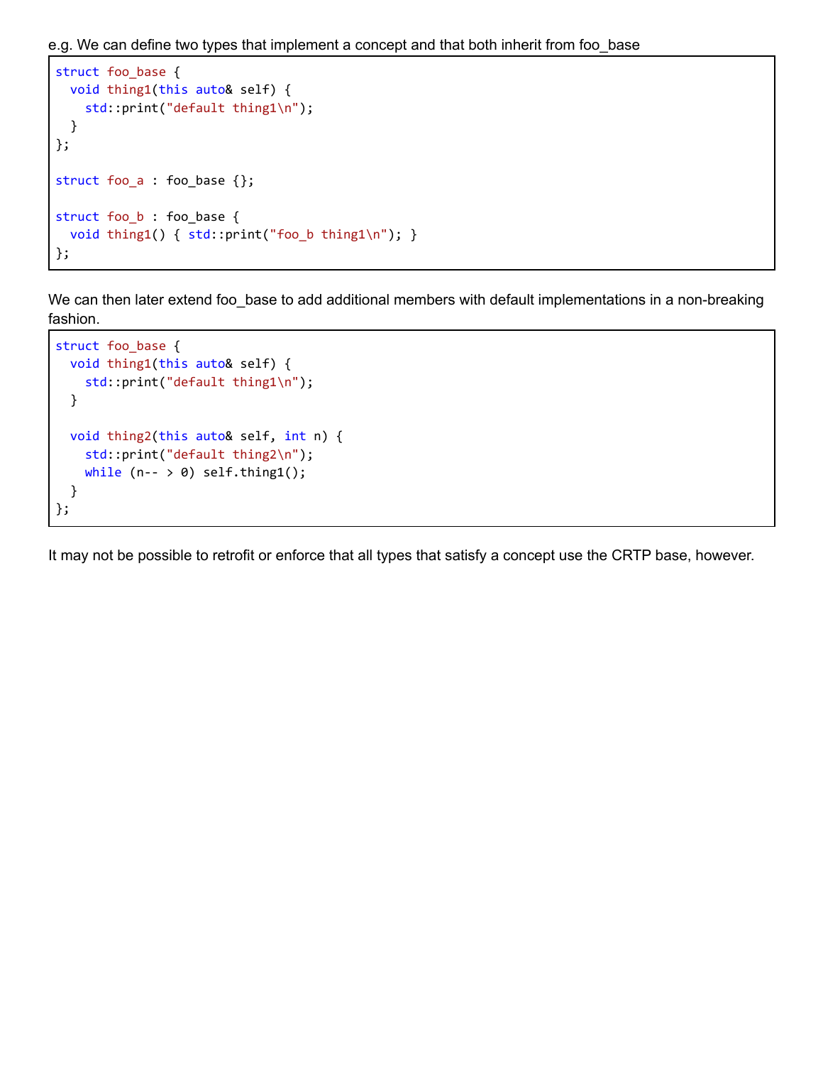e.g. We can define two types that implement a concept and that both inherit from foo_base

```
struct foo_base {
  void thing1(this auto& self) {
    std::print("default thing1\n");
  }
};

struct foo_a : foo_base {};

struct foo_b : foo_base {
  void thing1() { std::print("foo_b thing1\n"); }
};
```

We can then later extend foo_base to add additional members with default implementations in a non-breaking fashion.

```
struct foo_base {
  void thing1(this auto& self) {
    std::print("default thing1\n");
  }

  void thing2(this auto& self, int n) {
    std::print("default thing2\n");
    while (n-- > 0) self.thing1();
  }
};
```

It may not be possible to retrofit or enforce that all types that satisfy a concept use the CRTP base, however.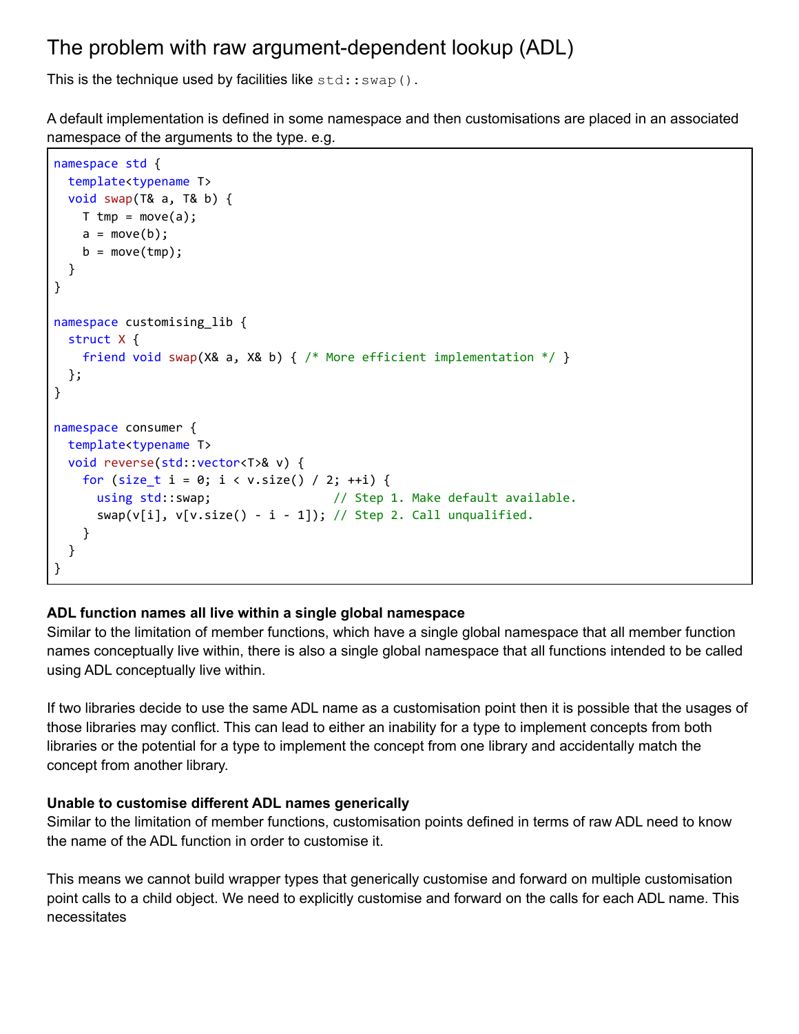## The problem with raw argument-dependent lookup (ADL)

This is the technique used by facilities like `std::swap()`.

A default implementation is defined in some namespace and then customisations are placed in an associated namespace of the arguments to the type. e.g.

```
namespace std {
  template<typename T>
  void swap(T& a, T& b) {
    T tmp = move(a);
    a = move(b);
    b = move(tmp);
  }
}

namespace customising_lib {
  struct X {
    friend void swap(X& a, X& b) { /* More efficient implementation */ }
  };
}

namespace consumer {
  template<typename T>
  void reverse(std::vector<T>& v) {
    for (size_t i = 0; i < v.size() / 2; ++i) {
      using std::swap;                 // Step 1. Make default available.
      swap(v[i], v[v.size() - i - 1]); // Step 2. Call unqualified.
    }
  }
}
```

**ADL function names all live within a single global namespace**

Similar to the limitation of member functions, which have a single global namespace that all member function names conceptually live within, there is also a single global namespace that all functions intended to be called using ADL conceptually live within.

If two libraries decide to use the same ADL name as a customisation point then it is possible that the usages of those libraries may conflict. This can lead to either an inability for a type to implement concepts from both libraries or the potential for a type to implement the concept from one library and accidentally match the concept from another library.

**Unable to customise different ADL names generically**

Similar to the limitation of member functions, customisation points defined in terms of raw ADL need to know the name of the ADL function in order to customise it.

This means we cannot build wrapper types that generically customise and forward on multiple customisation point calls to a child object. We need to explicitly customise and forward on the calls for each ADL name. This necessitates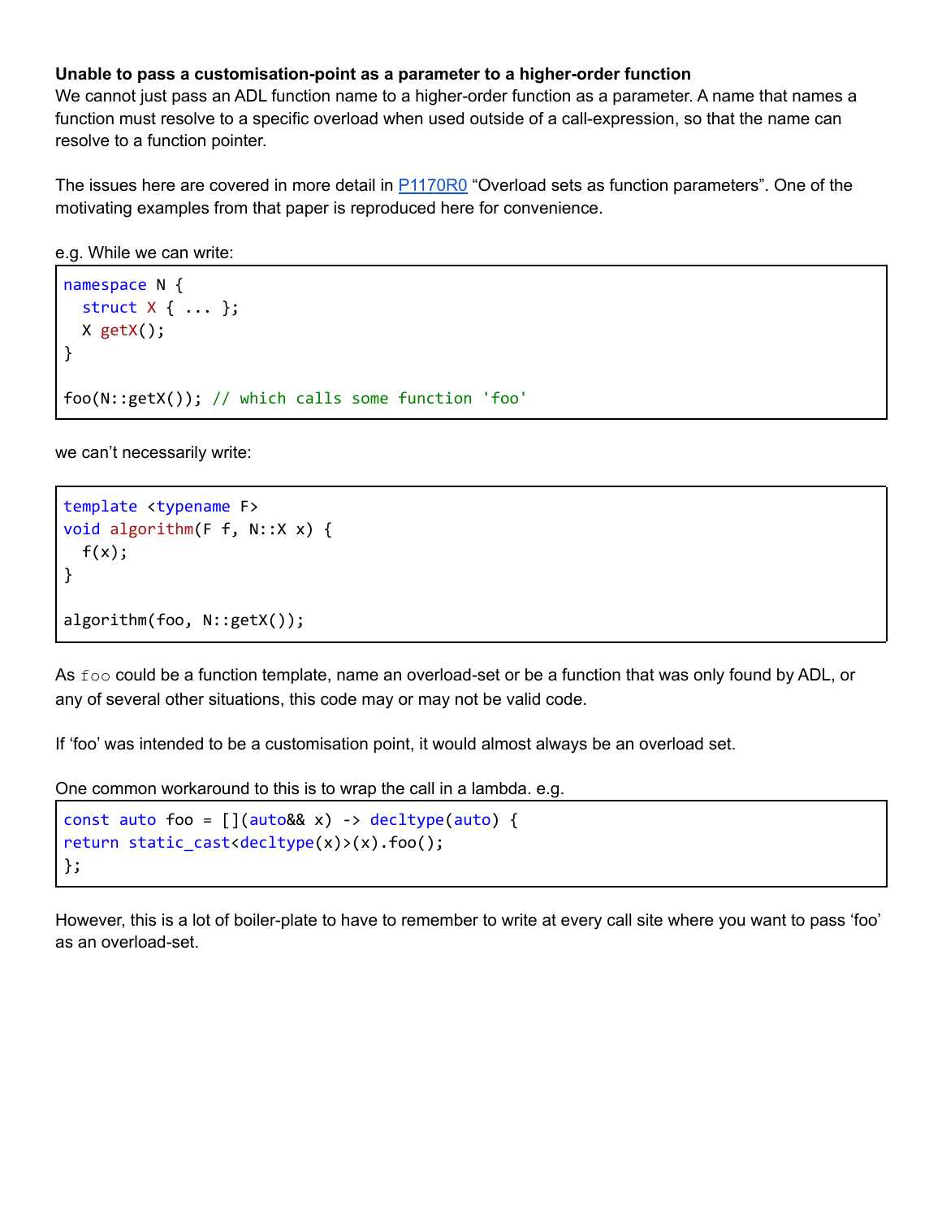**Unable to pass a customisation-point as a parameter to a higher-order function**

We cannot just pass an ADL function name to a higher-order function as a parameter. A name that names a function must resolve to a specific overload when used outside of a call-expression, so that the name can resolve to a function pointer.

The issues here are covered in more detail in [P1170R0](P1170R0) “Overload sets as function parameters”. One of the motivating examples from that paper is reproduced here for convenience.

e.g. While we can write:

```
namespace N {
  struct X { ... };
  X getX();
}

foo(N::getX()); // which calls some function 'foo'
```

we can’t necessarily write:

```
template <typename F>
void algorithm(F f, N::X x) {
  f(x);
}

algorithm(foo, N::getX());
```

As `foo` could be a function template, name an overload-set or be a function that was only found by ADL, or any of several other situations, this code may or may not be valid code.

If ‘foo’ was intended to be a customisation point, it would almost always be an overload set.

One common workaround to this is to wrap the call in a lambda. e.g.

```
const auto foo = [](auto&& x) -> decltype(auto) {
return static_cast<decltype(x)>(x).foo();
};
```

However, this is a lot of boiler-plate to have to remember to write at every call site where you want to pass ‘foo’ as an overload-set.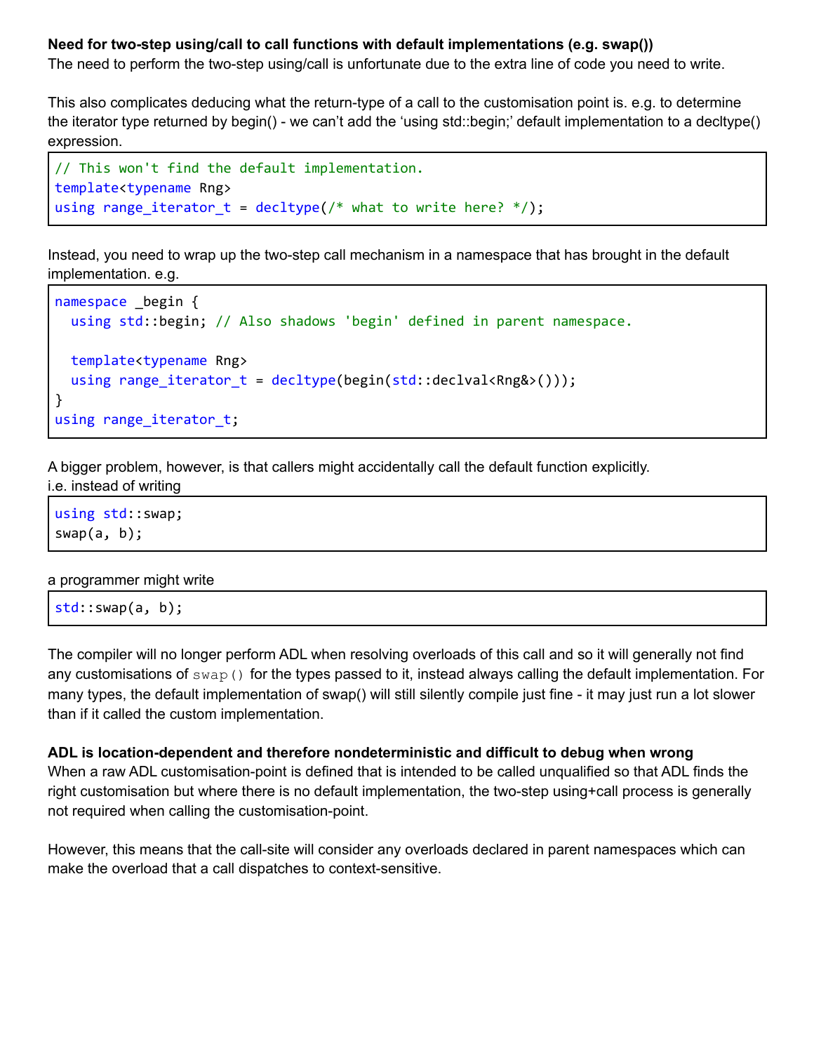**Need for two-step using/call to call functions with default implementations (e.g. swap())**

The need to perform the two-step using/call is unfortunate due to the extra line of code you need to write.

This also complicates deducing what the return-type of a call to the customisation point is. e.g. to determine the iterator type returned by begin() - we can't add the 'using std::begin;' default implementation to a decltype() expression.

```
// This won't find the default implementation.
template<typename Rng>
using range_iterator_t = decltype(/* what to write here? */);
```

Instead, you need to wrap up the two-step call mechanism in a namespace that has brought in the default implementation. e.g.

```
namespace _begin {
  using std::begin; // Also shadows 'begin' defined in parent namespace.

  template<typename Rng>
  using range_iterator_t = decltype(begin(std::declval<Rng&>()));
}
using range_iterator_t;
```

A bigger problem, however, is that callers might accidentally call the default function explicitly.
i.e. instead of writing

```
using std::swap;
swap(a, b);
```

a programmer might write

```
std::swap(a, b);
```

The compiler will no longer perform ADL when resolving overloads of this call and so it will generally not find any customisations of `swap()` for the types passed to it, instead always calling the default implementation. For many types, the default implementation of swap() will still silently compile just fine - it may just run a lot slower than if it called the custom implementation.

**ADL is location-dependent and therefore nondeterministic and difficult to debug when wrong**

When a raw ADL customisation-point is defined that is intended to be called unqualified so that ADL finds the right customisation but where there is no default implementation, the two-step using+call process is generally not required when calling the customisation-point.

However, this means that the call-site will consider any overloads declared in parent namespaces which can make the overload that a call dispatches to context-sensitive.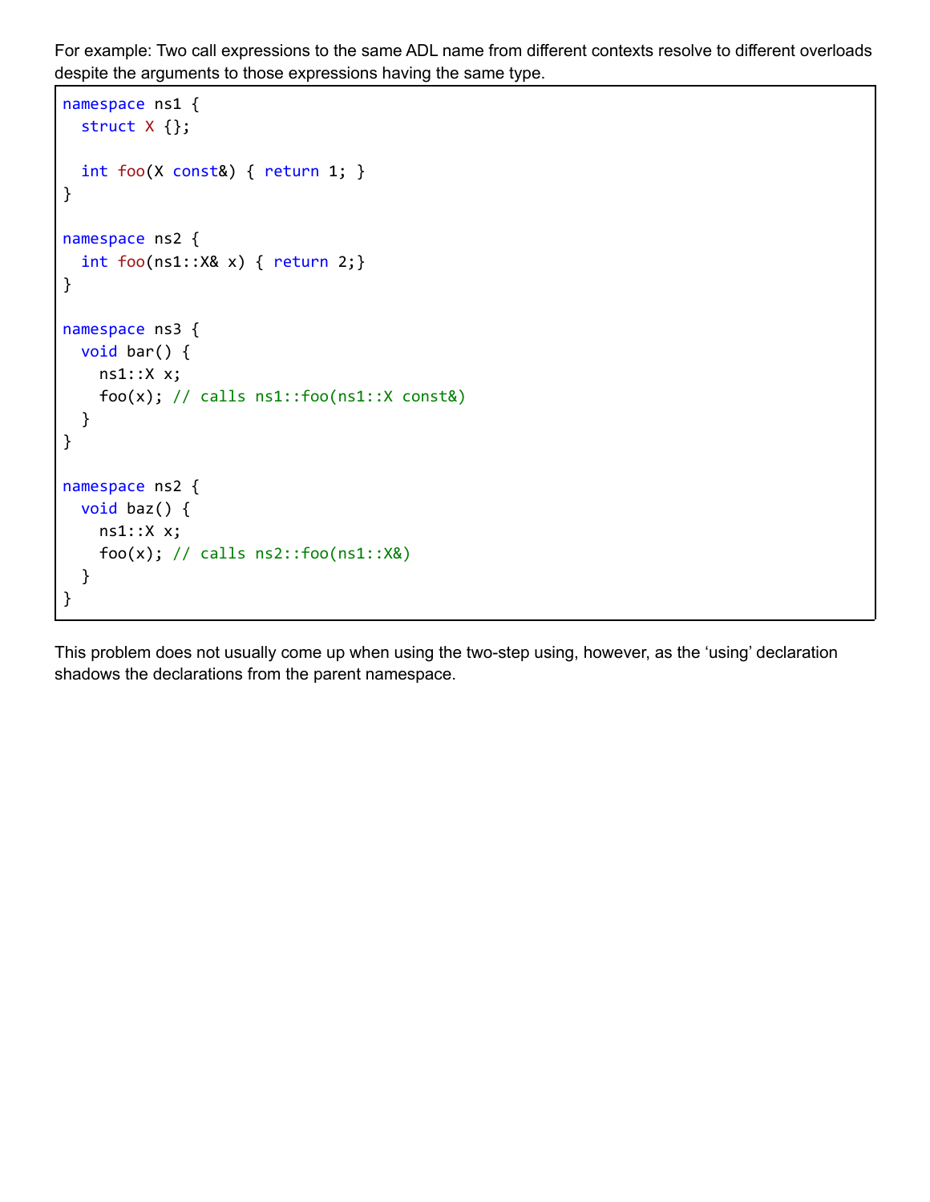For example: Two call expressions to the same ADL name from different contexts resolve to different overloads despite the arguments to those expressions having the same type.

```
namespace ns1 {
  struct X {};

  int foo(X const&) { return 1; }
}

namespace ns2 {
  int foo(ns1::X& x) { return 2;}
}

namespace ns3 {
  void bar() {
    ns1::X x;
    foo(x); // calls ns1::foo(ns1::X const&)
  }
}

namespace ns2 {
  void baz() {
    ns1::X x;
    foo(x); // calls ns2::foo(ns1::X&)
  }
}
```

This problem does not usually come up when using the two-step using, however, as the ‘using’ declaration shadows the declarations from the parent namespace.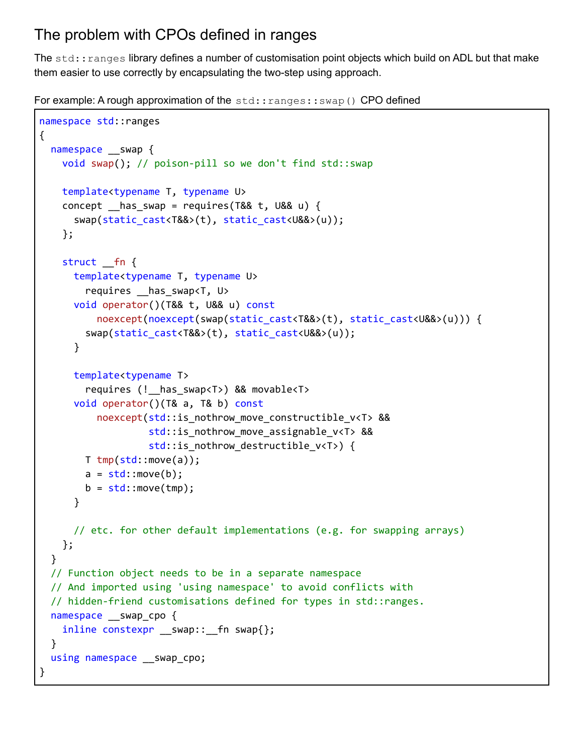## The problem with CPOs defined in ranges

The `std::ranges` library defines a number of customisation point objects which build on ADL but that make them easier to use correctly by encapsulating the two-step using approach.

For example: A rough approximation of the `std::ranges::swap()` CPO defined

```
namespace std::ranges
{
  namespace __swap {
    void swap(); // poison-pill so we don't find std::swap

    template<typename T, typename U>
    concept __has_swap = requires(T&& t, U&& u) {
      swap(static_cast<T&&>(t), static_cast<U&&>(u));
    };

    struct __fn {
      template<typename T, typename U>
        requires __has_swap<T, U>
      void operator()(T&& t, U&& u) const
          noexcept(noexcept(swap(static_cast<T&&>(t), static_cast<U&&>(u))) {
        swap(static_cast<T&&>(t), static_cast<U&&>(u));
      }

      template<typename T>
        requires (!__has_swap<T>) && movable<T>
      void operator()(T& a, T& b) const
          noexcept(std::is_nothrow_move_constructible_v<T> &&
                   std::is_nothrow_move_assignable_v<T> &&
                   std::is_nothrow_destructible_v<T>) {
        T tmp(std::move(a));
        a = std::move(b);
        b = std::move(tmp);
      }

      // etc. for other default implementations (e.g. for swapping arrays)
    };
  }
  // Function object needs to be in a separate namespace
  // And imported using 'using namespace' to avoid conflicts with
  // hidden-friend customisations defined for types in std::ranges.
  namespace __swap_cpo {
    inline constexpr __swap::__fn swap{};
  }
  using namespace __swap_cpo;
}
```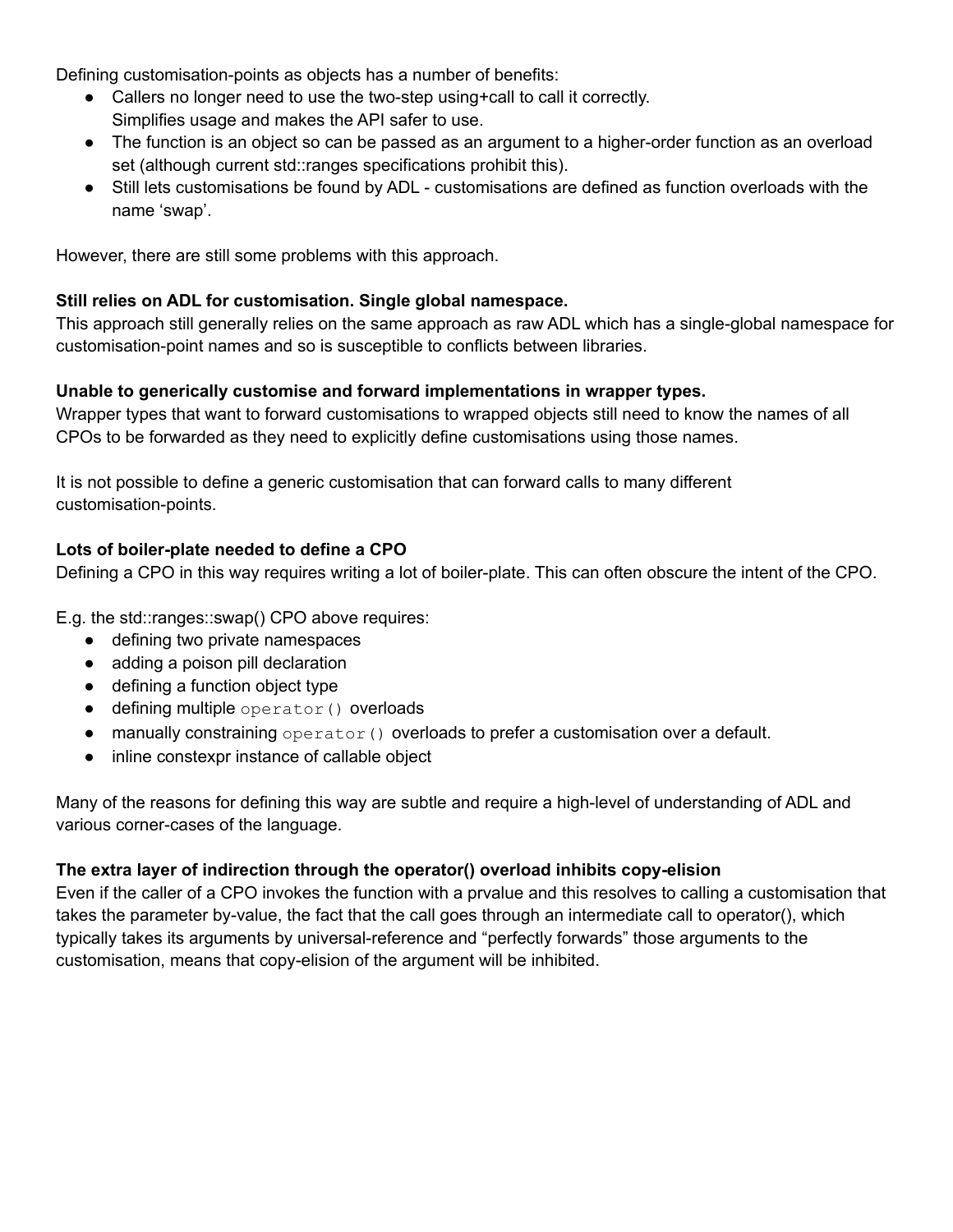Defining customisation-points as objects has a number of benefits:

- Callers no longer need to use the two-step using+call to call it correctly.
  Simplifies usage and makes the API safer to use.
- The function is an object so can be passed as an argument to a higher-order function as an overload set (although current std::ranges specifications prohibit this).
- Still lets customisations be found by ADL - customisations are defined as function overloads with the name ‘swap’.

However, there are still some problems with this approach.

**Still relies on ADL for customisation. Single global namespace.**
This approach still generally relies on the same approach as raw ADL which has a single-global namespace for customisation-point names and so is susceptible to conflicts between libraries.

**Unable to generically customise and forward implementations in wrapper types.**
Wrapper types that want to forward customisations to wrapped objects still need to know the names of all CPOs to be forwarded as they need to explicitly define customisations using those names.

It is not possible to define a generic customisation that can forward calls to many different customisation-points.

**Lots of boiler-plate needed to define a CPO**
Defining a CPO in this way requires writing a lot of boiler-plate. This can often obscure the intent of the CPO.

E.g. the std::ranges::swap() CPO above requires:

- defining two private namespaces
- adding a poison pill declaration
- defining a function object type
- defining multiple `operator()` overloads
- manually constraining `operator()` overloads to prefer a customisation over a default.
- inline constexpr instance of callable object

Many of the reasons for defining this way are subtle and require a high-level of understanding of ADL and various corner-cases of the language.

**The extra layer of indirection through the operator() overload inhibits copy-elision**
Even if the caller of a CPO invokes the function with a prvalue and this resolves to calling a customisation that takes the parameter by-value, the fact that the call goes through an intermediate call to operator(), which typically takes its arguments by universal-reference and “perfectly forwards” those arguments to the customisation, means that copy-elision of the argument will be inhibited.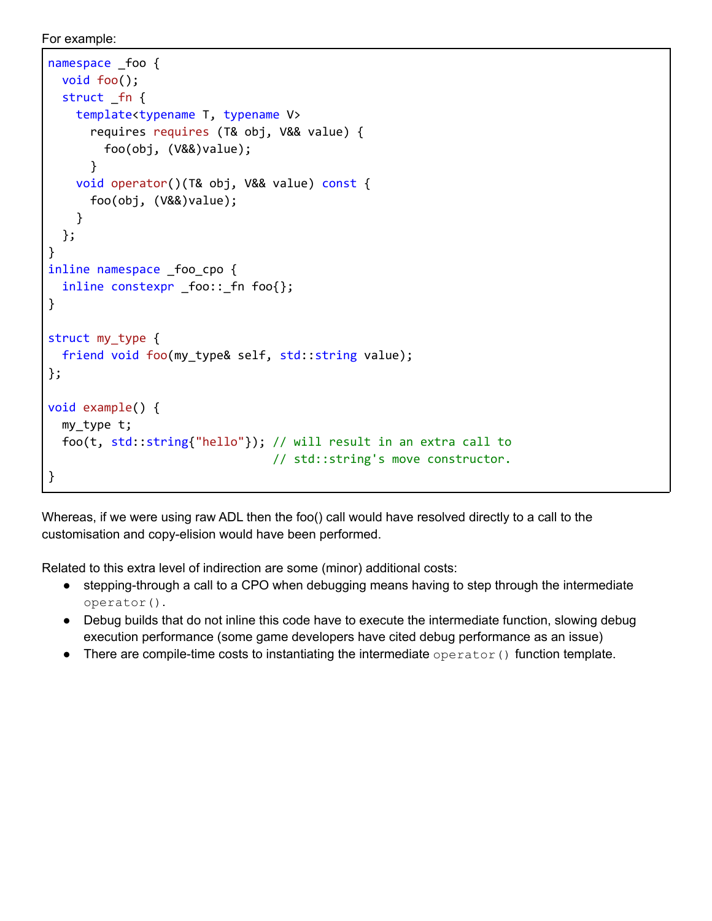For example:

```
namespace _foo {
  void foo();
  struct _fn {
    template<typename T, typename V>
      requires requires (T& obj, V&& value) {
        foo(obj, (V&&)value);
      }
    void operator()(T& obj, V&& value) const {
      foo(obj, (V&&)value);
    }
  };
}
inline namespace _foo_cpo {
  inline constexpr _foo::_fn foo{};
}

struct my_type {
  friend void foo(my_type& self, std::string value);
};

void example() {
  my_type t;
  foo(t, std::string{"hello"}); // will result in an extra call to
                                // std::string's move constructor.
}
```

Whereas, if we were using raw ADL then the foo() call would have resolved directly to a call to the customisation and copy-elision would have been performed.

Related to this extra level of indirection are some (minor) additional costs:

- stepping-through a call to a CPO when debugging means having to step through the intermediate `operator()`.
- Debug builds that do not inline this code have to execute the intermediate function, slowing debug execution performance (some game developers have cited debug performance as an issue)
- There are compile-time costs to instantiating the intermediate `operator()` function template.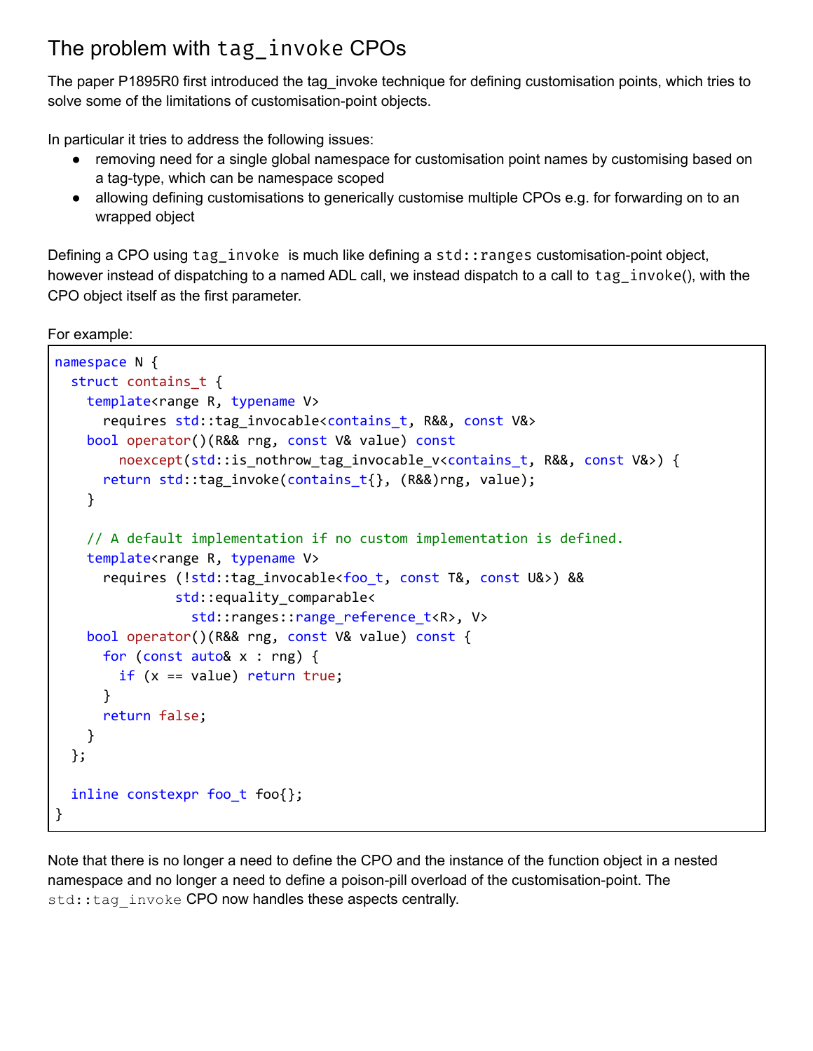## The problem with `tag_invoke` CPOs

The paper P1895R0 first introduced the tag_invoke technique for defining customisation points, which tries to solve some of the limitations of customisation-point objects.

In particular it tries to address the following issues:

- removing need for a single global namespace for customisation point names by customising based on a tag-type, which can be namespace scoped
- allowing defining customisations to generically customise multiple CPOs e.g. for forwarding on to an wrapped object

Defining a CPO using `tag_invoke` is much like defining a `std::ranges` customisation-point object, however instead of dispatching to a named ADL call, we instead dispatch to a call to `tag_invoke()`, with the CPO object itself as the first parameter.

For example:

```
namespace N {
  struct contains_t {
    template<range R, typename V>
      requires std::tag_invocable<contains_t, R&&, const V&>
    bool operator()(R&& rng, const V& value) const
        noexcept(std::is_nothrow_tag_invocable_v<contains_t, R&&, const V&>) {
      return std::tag_invoke(contains_t{}, (R&&)rng, value);
    }

    // A default implementation if no custom implementation is defined.
    template<range R, typename V>
      requires (!std::tag_invocable<foo_t, const T&, const U&>) &&
               std::equality_comparable<
                 std::ranges::range_reference_t<R>, V>
    bool operator()(R&& rng, const V& value) const {
      for (const auto& x : rng) {
        if (x == value) return true;
      }
      return false;
    }
  };

  inline constexpr foo_t foo{};
}
```

Note that there is no longer a need to define the CPO and the instance of the function object in a nested namespace and no longer a need to define a poison-pill overload of the customisation-point. The `std::tag_invoke` CPO now handles these aspects centrally.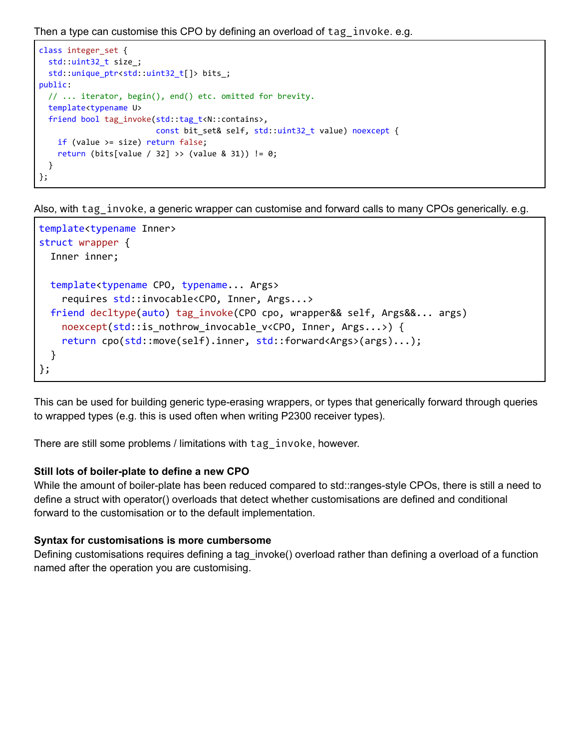Then a type can customise this CPO by defining an overload of `tag_invoke`. e.g.

```
class integer_set {
  std::uint32_t size_;
  std::unique_ptr<std::uint32_t[]> bits_;
public:
  // ... iterator, begin(), end() etc. omitted for brevity.
  template<typename U>
  friend bool tag_invoke(std::tag_t<N::contains>,
                         const bit_set& self, std::uint32_t value) noexcept {
    if (value >= size) return false;
    return (bits[value / 32] >> (value & 31)) != 0;
  }
};
```

Also, with `tag_invoke`, a generic wrapper can customise and forward calls to many CPOs generically. e.g.

```
template<typename Inner>
struct wrapper {
  Inner inner;

  template<typename CPO, typename... Args>
    requires std::invocable<CPO, Inner, Args...>
  friend decltype(auto) tag_invoke(CPO cpo, wrapper&& self, Args&&... args)
    noexcept(std::is_nothrow_invocable_v<CPO, Inner, Args...>) {
    return cpo(std::move(self).inner, std::forward<Args>(args)...);
  }
};
```

This can be used for building generic type-erasing wrappers, or types that generically forward through queries to wrapped types (e.g. this is used often when writing P2300 receiver types).

There are still some problems / limitations with `tag_invoke`, however.

**Still lots of boiler-plate to define a new CPO**

While the amount of boiler-plate has been reduced compared to std::ranges-style CPOs, there is still a need to define a struct with operator() overloads that detect whether customisations are defined and conditional forward to the customisation or to the default implementation.

**Syntax for customisations is more cumbersome**

Defining customisations requires defining a tag_invoke() overload rather than defining a overload of a function named after the operation you are customising.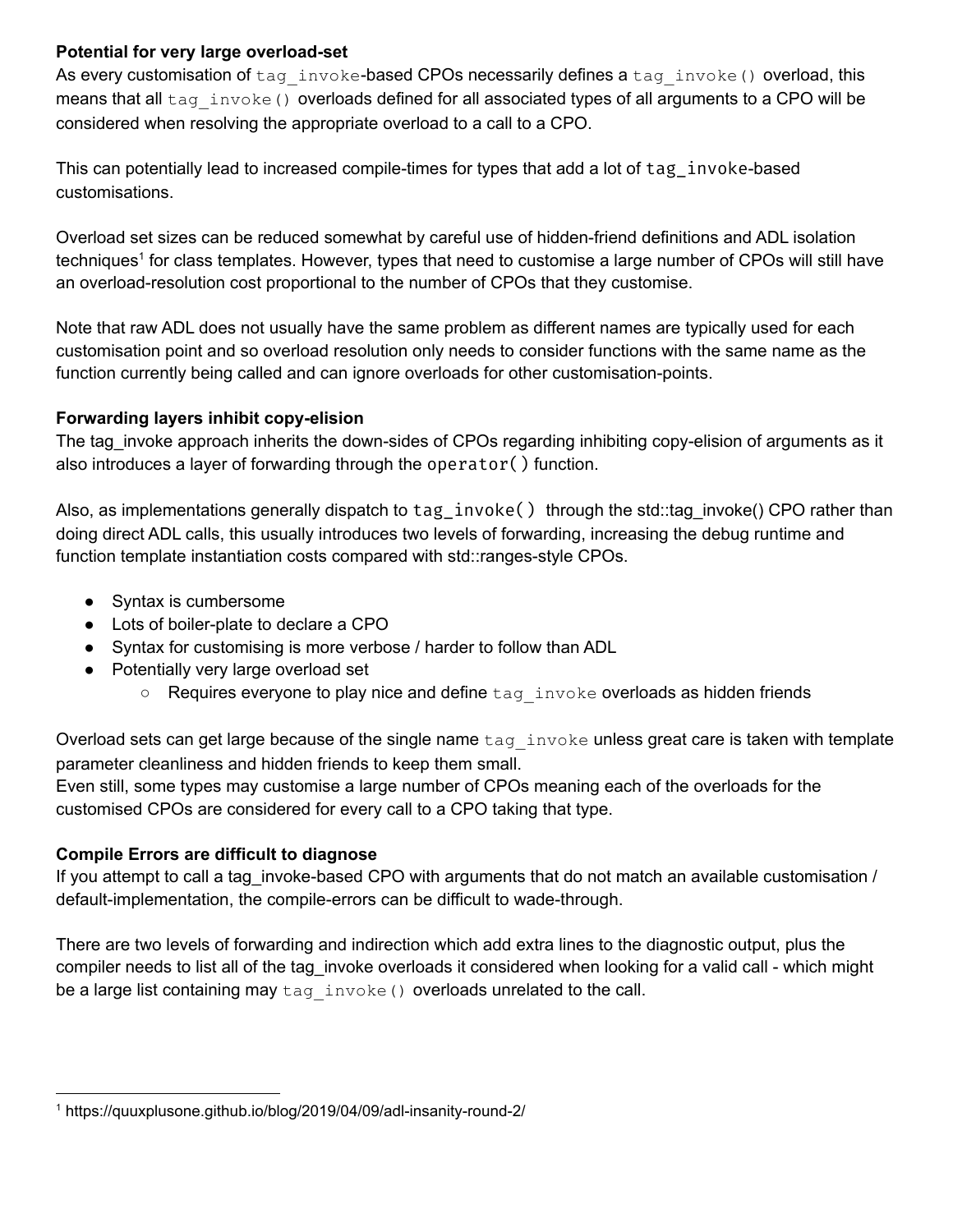**Potential for very large overload-set**
As every customisation of `tag_invoke`-based CPOs necessarily defines a `tag_invoke()` overload, this means that all `tag_invoke()` overloads defined for all associated types of all arguments to a CPO will be considered when resolving the appropriate overload to a call to a CPO.

This can potentially lead to increased compile-times for types that add a lot of `tag_invoke`-based customisations.

Overload set sizes can be reduced somewhat by careful use of hidden-friend definitions and ADL isolation techniques[1] for class templates. However, types that need to customise a large number of CPOs will still have an overload-resolution cost proportional to the number of CPOs that they customise.

Note that raw ADL does not usually have the same problem as different names are typically used for each customisation point and so overload resolution only needs to consider functions with the same name as the function currently being called and can ignore overloads for other customisation-points.

**Forwarding layers inhibit copy-elision**
The tag_invoke approach inherits the down-sides of CPOs regarding inhibiting copy-elision of arguments as it also introduces a layer of forwarding through the `operator()` function.

Also, as implementations generally dispatch to `tag_invoke()` through the std::tag_invoke() CPO rather than doing direct ADL calls, this usually introduces two levels of forwarding, increasing the debug runtime and function template instantiation costs compared with std::ranges-style CPOs.

- Syntax is cumbersome
- Lots of boiler-plate to declare a CPO
- Syntax for customising is more verbose / harder to follow than ADL
- Potentially very large overload set
  - Requires everyone to play nice and define `tag_invoke` overloads as hidden friends

Overload sets can get large because of the single name `tag_invoke` unless great care is taken with template parameter cleanliness and hidden friends to keep them small.
Even still, some types may customise a large number of CPOs meaning each of the overloads for the customised CPOs are considered for every call to a CPO taking that type.

**Compile Errors are difficult to diagnose**
If you attempt to call a tag_invoke-based CPO with arguments that do not match an available customisation / default-implementation, the compile-errors can be difficult to wade-through.

There are two levels of forwarding and indirection which add extra lines to the diagnostic output, plus the compiler needs to list all of the tag_invoke overloads it considered when looking for a valid call - which might be a large list containing may `tag_invoke()` overloads unrelated to the call.

---

[1] https://quuxplusone.github.io/blog/2019/04/09/adl-insanity-round-2/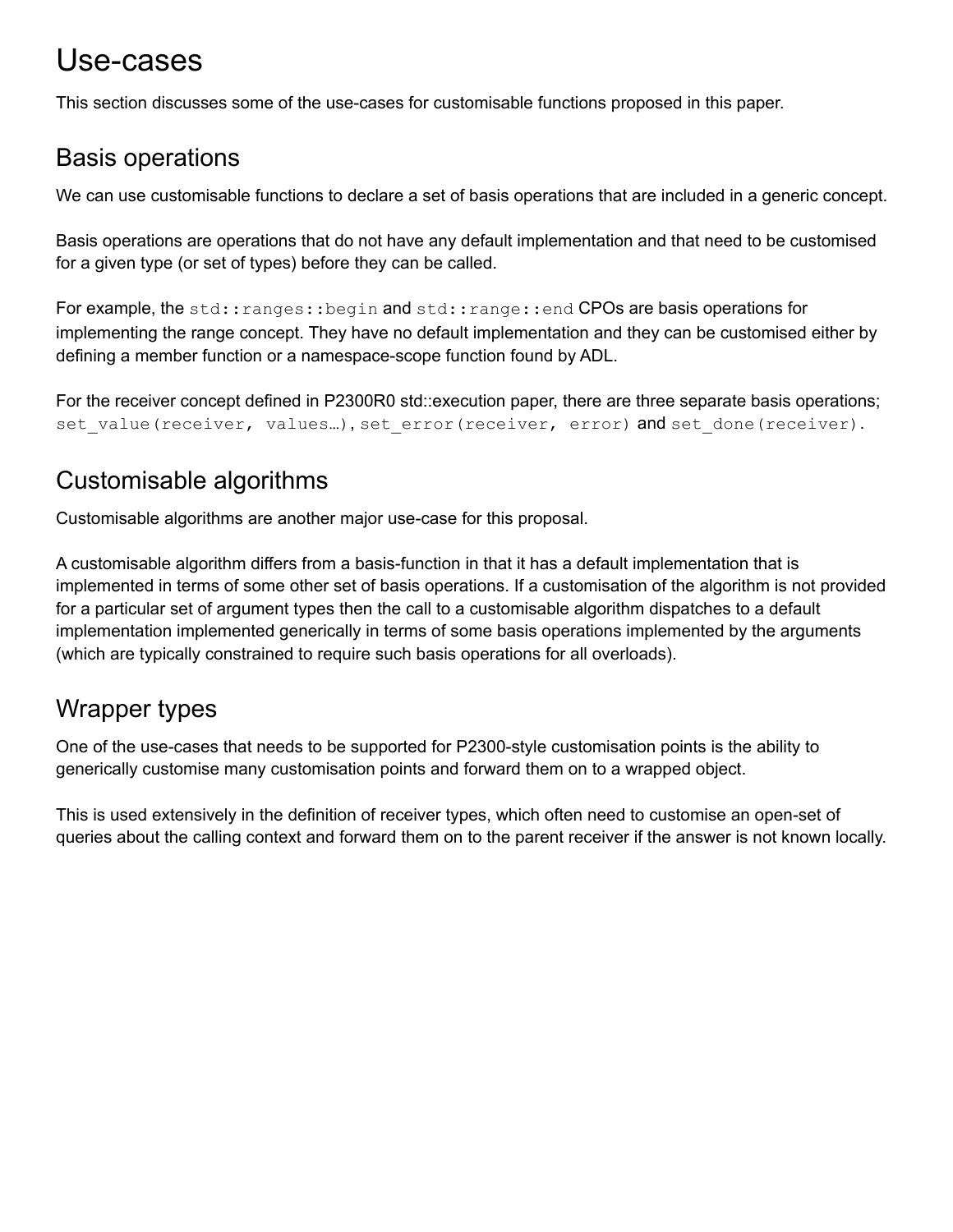# Use-cases

This section discusses some of the use-cases for customisable functions proposed in this paper.

## Basis operations

We can use customisable functions to declare a set of basis operations that are included in a generic concept.

Basis operations are operations that do not have any default implementation and that need to be customised for a given type (or set of types) before they can be called.

For example, the `std::ranges::begin` and `std::range::end` CPOs are basis operations for implementing the range concept. They have no default implementation and they can be customised either by defining a member function or a namespace-scope function found by ADL.

For the receiver concept defined in P2300R0 std::execution paper, there are three separate basis operations; `set_value(receiver, values…)`, `set_error(receiver, error)` and `set_done(receiver).`

## Customisable algorithms

Customisable algorithms are another major use-case for this proposal.

A customisable algorithm differs from a basis-function in that it has a default implementation that is implemented in terms of some other set of basis operations. If a customisation of the algorithm is not provided for a particular set of argument types then the call to a customisable algorithm dispatches to a default implementation implemented generically in terms of some basis operations implemented by the arguments (which are typically constrained to require such basis operations for all overloads).

## Wrapper types

One of the use-cases that needs to be supported for P2300-style customisation points is the ability to generically customise many customisation points and forward them on to a wrapped object.

This is used extensively in the definition of receiver types, which often need to customise an open-set of queries about the calling context and forward them on to the parent receiver if the answer is not known locally.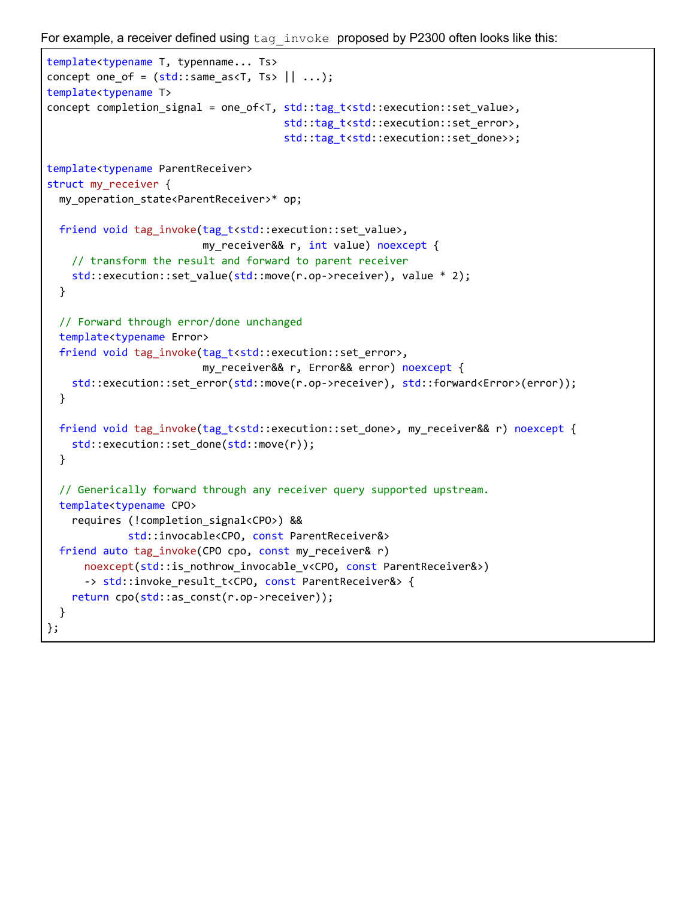For example, a receiver defined using `tag_invoke` proposed by P2300 often looks like this:

```
template<typename T, typename... Ts>
concept one_of = (std::same_as<T, Ts> || ...);
template<typename T>
concept completion_signal = one_of<T, std::tag_t<std::execution::set_value>,
                                      std::tag_t<std::execution::set_error>,
                                      std::tag_t<std::execution::set_done>>;

template<typename ParentReceiver>
struct my_receiver {
  my_operation_state<ParentReceiver>* op;

  friend void tag_invoke(tag_t<std::execution::set_value>,
                         my_receiver&& r, int value) noexcept {
    // transform the result and forward to parent receiver
    std::execution::set_value(std::move(r.op->receiver), value * 2);
  }

  // Forward through error/done unchanged
  template<typename Error>
  friend void tag_invoke(tag_t<std::execution::set_error>,
                         my_receiver&& r, Error&& error) noexcept {
    std::execution::set_error(std::move(r.op->receiver), std::forward<Error>(error));
  }

  friend void tag_invoke(tag_t<std::execution::set_done>, my_receiver&& r) noexcept {
    std::execution::set_done(std::move(r));
  }

  // Generically forward through any receiver query supported upstream.
  template<typename CPO>
    requires (!completion_signal<CPO>) &&
             std::invocable<CPO, const ParentReceiver&>
  friend auto tag_invoke(CPO cpo, const my_receiver& r)
      noexcept(std::is_nothrow_invocable_v<CPO, const ParentReceiver&>)
      -> std::invoke_result_t<CPO, const ParentReceiver&> {
    return cpo(std::as_const(r.op->receiver));
  }
};
```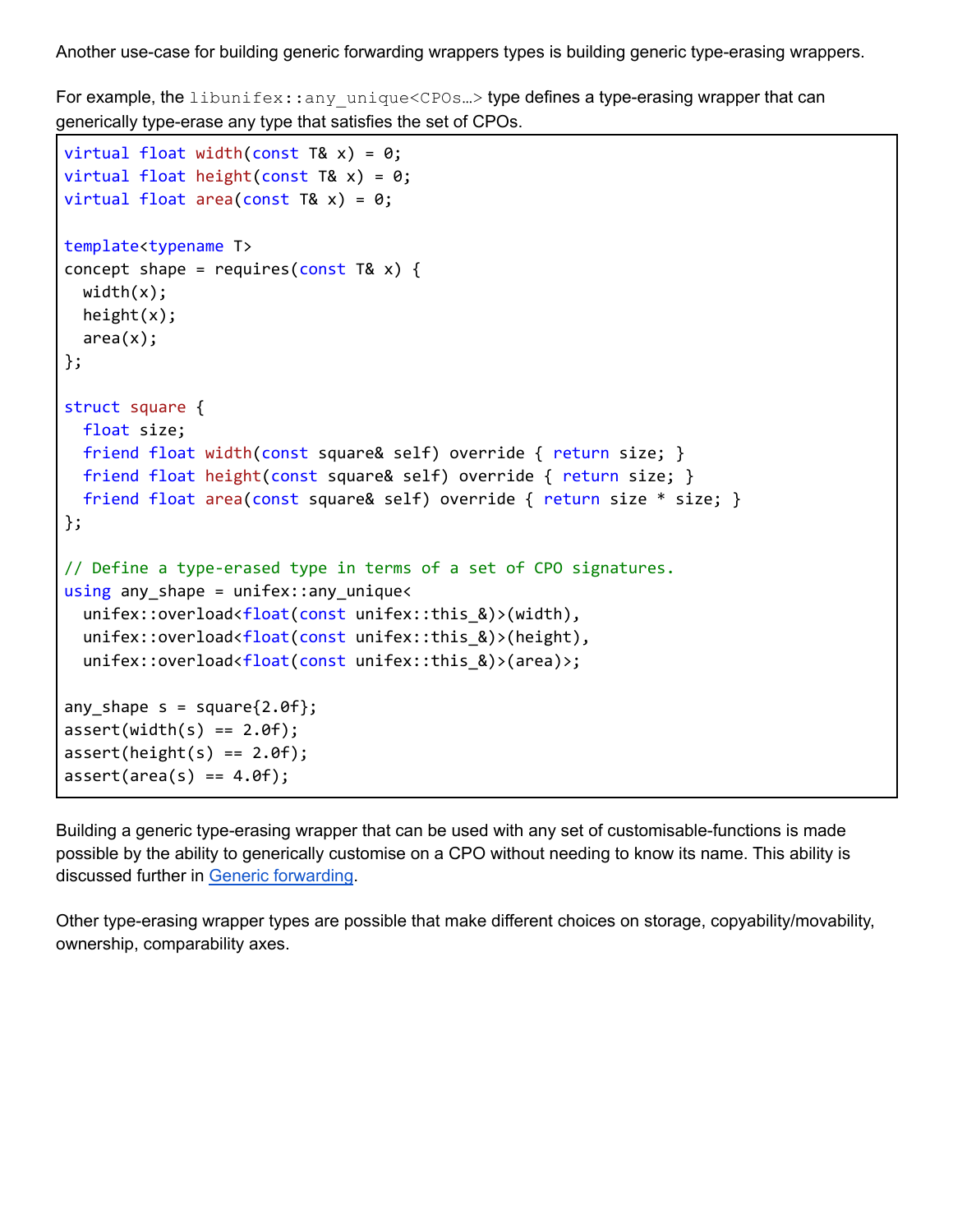Another use-case for building generic forwarding wrappers types is building generic type-erasing wrappers.

For example, the `libunifex::any_unique<CPOs…>` type defines a type-erasing wrapper that can generically type-erase any type that satisfies the set of CPOs.

```
virtual float width(const T& x) = 0;
virtual float height(const T& x) = 0;
virtual float area(const T& x) = 0;

template<typename T>
concept shape = requires(const T& x) {
  width(x);
  height(x);
  area(x);
};

struct square {
  float size;
  friend float width(const square& self) override { return size; }
  friend float height(const square& self) override { return size; }
  friend float area(const square& self) override { return size * size; }
};

// Define a type-erased type in terms of a set of CPO signatures.
using any_shape = unifex::any_unique<
  unifex::overload<float(const unifex::this_&)>(width),
  unifex::overload<float(const unifex::this_&)>(height),
  unifex::overload<float(const unifex::this_&)>(area)>;

any_shape s = square{2.0f};
assert(width(s) == 2.0f);
assert(height(s) == 2.0f);
assert(area(s) == 4.0f);
```

Building a generic type-erasing wrapper that can be used with any set of customisable-functions is made possible by the ability to generically customise on a CPO without needing to know its name. This ability is discussed further in Generic forwarding.

Other type-erasing wrapper types are possible that make different choices on storage, copyability/movability, ownership, comparability axes.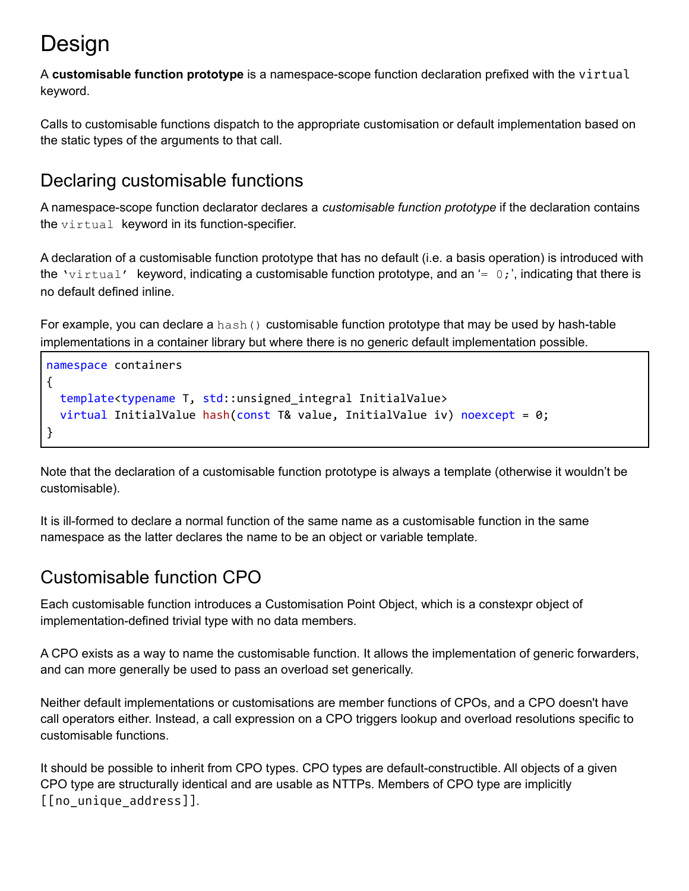# Design

A **customisable function prototype** is a namespace-scope function declaration prefixed with the `virtual` keyword.

Calls to customisable functions dispatch to the appropriate customisation or default implementation based on the static types of the arguments to that call.

## Declaring customisable functions

A namespace-scope function declarator declares a *customisable function prototype* if the declaration contains the `virtual` keyword in its function-specifier.

A declaration of a customisable function prototype that has no default (i.e. a basis operation) is introduced with the '`virtual`' keyword, indicating a customisable function prototype, and an '`= 0;`', indicating that there is no default defined inline.

For example, you can declare a `hash()` customisable function prototype that may be used by hash-table implementations in a container library but where there is no generic default implementation possible.

```
namespace containers
{
  template<typename T, std::unsigned_integral InitialValue>
  virtual InitialValue hash(const T& value, InitialValue iv) noexcept = 0;
}
```

Note that the declaration of a customisable function prototype is always a template (otherwise it wouldn't be customisable).

It is ill-formed to declare a normal function of the same name as a customisable function in the same namespace as the latter declares the name to be an object or variable template.

## Customisable function CPO

Each customisable function introduces a Customisation Point Object, which is a constexpr object of implementation-defined trivial type with no data members.

A CPO exists as a way to name the customisable function. It allows the implementation of generic forwarders, and can more generally be used to pass an overload set generically.

Neither default implementations or customisations are member functions of CPOs, and a CPO doesn't have call operators either. Instead, a call expression on a CPO triggers lookup and overload resolutions specific to customisable functions.

It should be possible to inherit from CPO types. CPO types are default-constructible. All objects of a given CPO type are structurally identical and are usable as NTTPs. Members of CPO type are implicitly `[[no_unique_address]]`.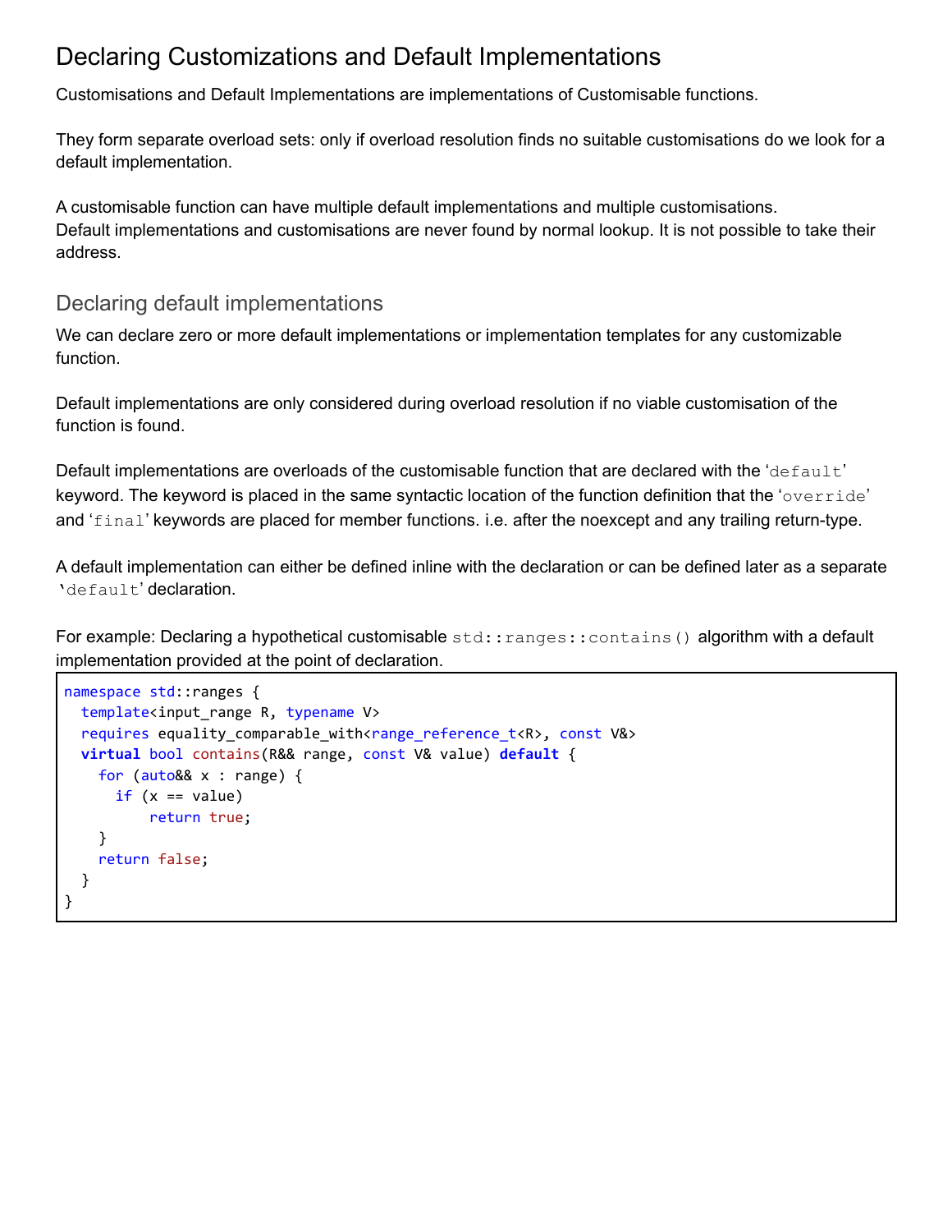## Declaring Customizations and Default Implementations

Customisations and Default Implementations are implementations of Customisable functions.

They form separate overload sets: only if overload resolution finds no suitable customisations do we look for a default implementation.

A customisable function can have multiple default implementations and multiple customisations.
Default implementations and customisations are never found by normal lookup. It is not possible to take their address.

### Declaring default implementations

We can declare zero or more default implementations or implementation templates for any customizable function.

Default implementations are only considered during overload resolution if no viable customisation of the function is found.

Default implementations are overloads of the customisable function that are declared with the '`default`' keyword. The keyword is placed in the same syntactic location of the function definition that the '`override`' and '`final`' keywords are placed for member functions. i.e. after the noexcept and any trailing return-type.

A default implementation can either be defined inline with the declaration or can be defined later as a separate '`default`' declaration.

For example: Declaring a hypothetical customisable `std::ranges::contains()` algorithm with a default implementation provided at the point of declaration.

```
namespace std::ranges {
  template<input_range R, typename V>
  requires equality_comparable_with<range_reference_t<R>, const V&>
  virtual bool contains(R&& range, const V& value) default {
    for (auto&& x : range) {
      if (x == value)
          return true;
    }
    return false;
  }
}
```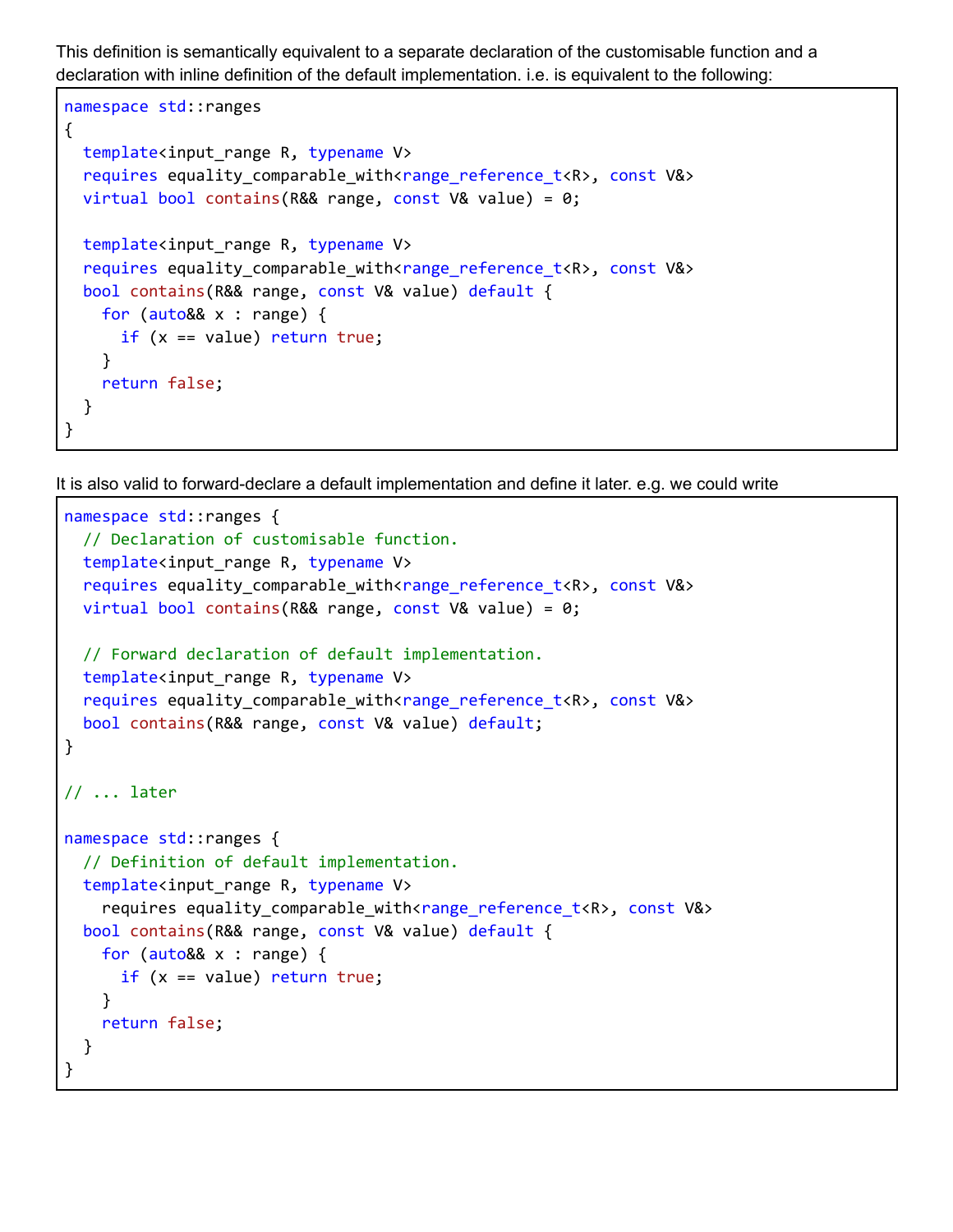This definition is semantically equivalent to a separate declaration of the customisable function and a declaration with inline definition of the default implementation. i.e. is equivalent to the following:

```
namespace std::ranges
{
  template<input_range R, typename V>
  requires equality_comparable_with<range_reference_t<R>, const V&>
  virtual bool contains(R&& range, const V& value) = 0;

  template<input_range R, typename V>
  requires equality_comparable_with<range_reference_t<R>, const V&>
  bool contains(R&& range, const V& value) default {
    for (auto&& x : range) {
      if (x == value) return true;
    }
    return false;
  }
}
```

It is also valid to forward-declare a default implementation and define it later. e.g. we could write

```
namespace std::ranges {
  // Declaration of customisable function.
  template<input_range R, typename V>
  requires equality_comparable_with<range_reference_t<R>, const V&>
  virtual bool contains(R&& range, const V& value) = 0;

  // Forward declaration of default implementation.
  template<input_range R, typename V>
  requires equality_comparable_with<range_reference_t<R>, const V&>
  bool contains(R&& range, const V& value) default;
}

// ... later

namespace std::ranges {
  // Definition of default implementation.
  template<input_range R, typename V>
    requires equality_comparable_with<range_reference_t<R>, const V&>
  bool contains(R&& range, const V& value) default {
    for (auto&& x : range) {
      if (x == value) return true;
    }
    return false;
  }
}
```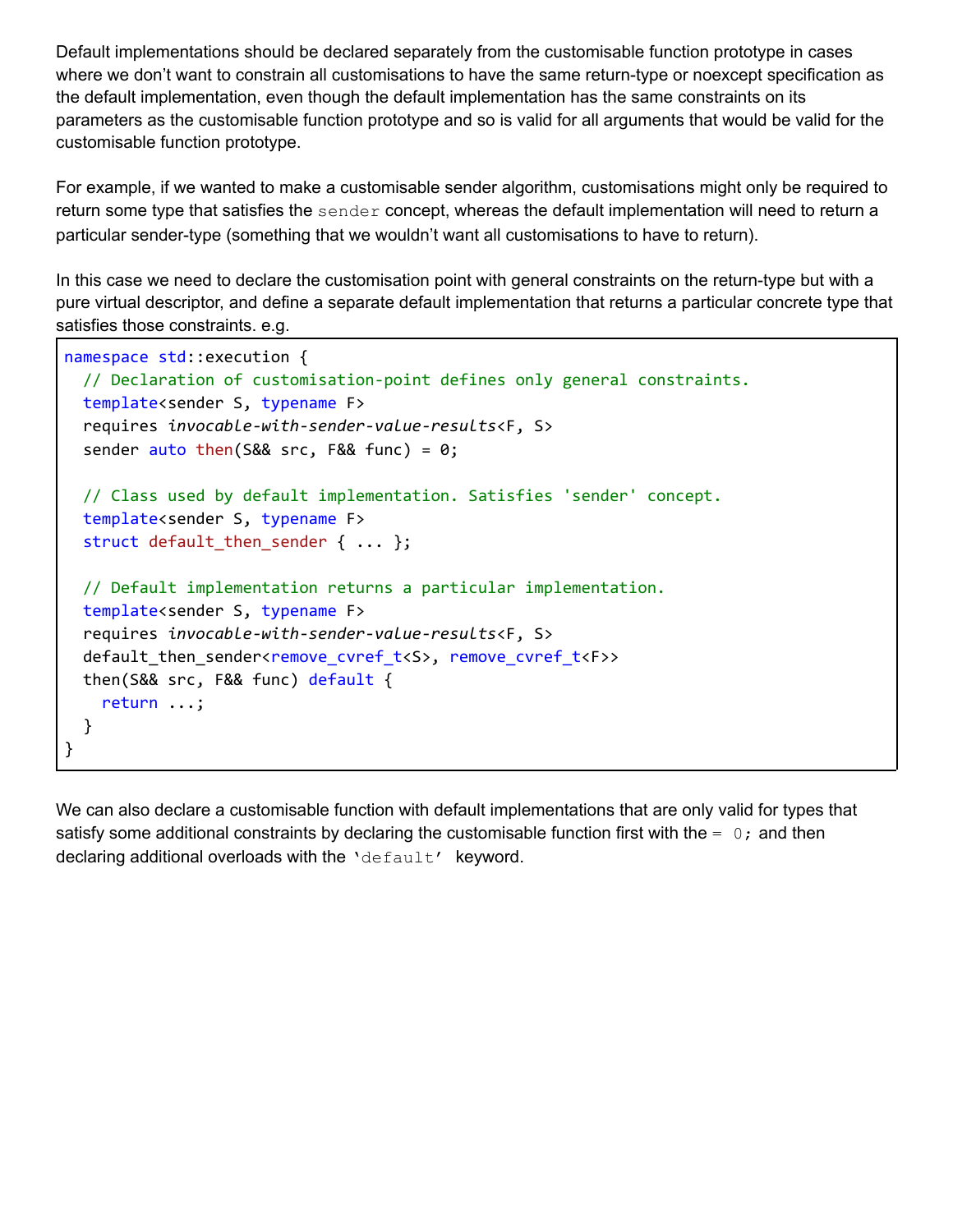Default implementations should be declared separately from the customisable function prototype in cases where we don't want to constrain all customisations to have the same return-type or noexcept specification as the default implementation, even though the default implementation has the same constraints on its parameters as the customisable function prototype and so is valid for all arguments that would be valid for the customisable function prototype.

For example, if we wanted to make a customisable sender algorithm, customisations might only be required to return some type that satisfies the `sender` concept, whereas the default implementation will need to return a particular sender-type (something that we wouldn't want all customisations to have to return).

In this case we need to declare the customisation point with general constraints on the return-type but with a pure virtual descriptor, and define a separate default implementation that returns a particular concrete type that satisfies those constraints. e.g.

```
namespace std::execution {
  // Declaration of customisation-point defines only general constraints.
  template<sender S, typename F>
  requires invocable-with-sender-value-results<F, S>
  sender auto then(S&& src, F&& func) = 0;

  // Class used by default implementation. Satisfies 'sender' concept.
  template<sender S, typename F>
  struct default_then_sender { ... };

  // Default implementation returns a particular implementation.
  template<sender S, typename F>
  requires invocable-with-sender-value-results<F, S>
  default_then_sender<remove_cvref_t<S>, remove_cvref_t<F>>
  then(S&& src, F&& func) default {
    return ...;
  }
}
```

We can also declare a customisable function with default implementations that are only valid for types that satisfy some additional constraints by declaring the customisable function first with the `= 0;` and then declaring additional overloads with the `'default'` keyword.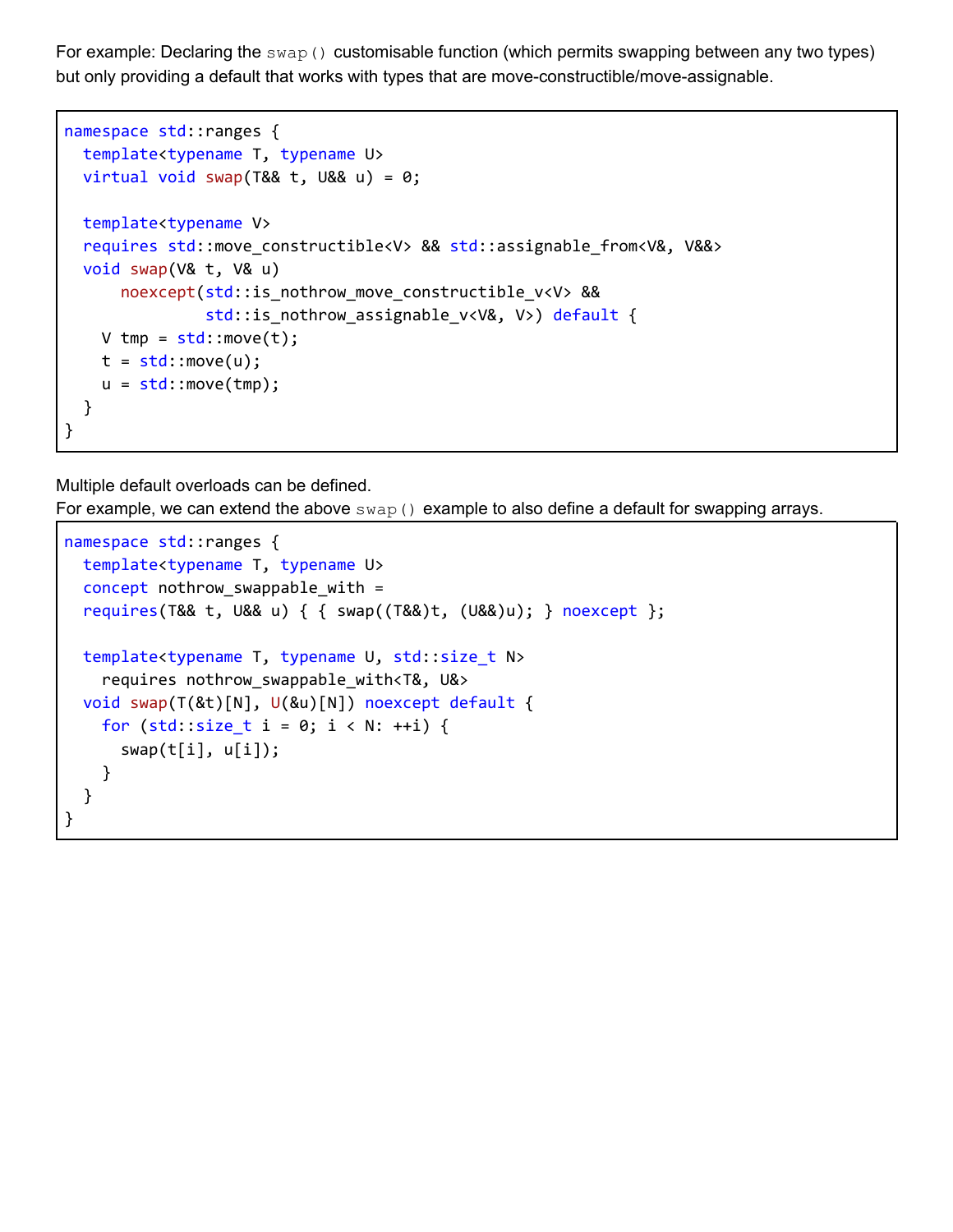For example: Declaring the `swap()` customisable function (which permits swapping between any two types) but only providing a default that works with types that are move-constructible/move-assignable.

```
namespace std::ranges {
  template<typename T, typename U>
  virtual void swap(T&& t, U&& u) = 0;

  template<typename V>
  requires std::move_constructible<V> && std::assignable_from<V&, V&&>
  void swap(V& t, V& u)
      noexcept(std::is_nothrow_move_constructible_v<V> &&
               std::is_nothrow_assignable_v<V&, V>) default {
    V tmp = std::move(t);
    t = std::move(u);
    u = std::move(tmp);
  }
}
```

Multiple default overloads can be defined.
For example, we can extend the above `swap()` example to also define a default for swapping arrays.

```
namespace std::ranges {
  template<typename T, typename U>
  concept nothrow_swappable_with =
  requires(T&& t, U&& u) { { swap((T&&)t, (U&&)u); } noexcept };

  template<typename T, typename U, std::size_t N>
    requires nothrow_swappable_with<T&, U&>
  void swap(T(&t)[N], U(&u)[N]) noexcept default {
    for (std::size_t i = 0; i < N: ++i) {
      swap(t[i], u[i]);
    }
  }
}
```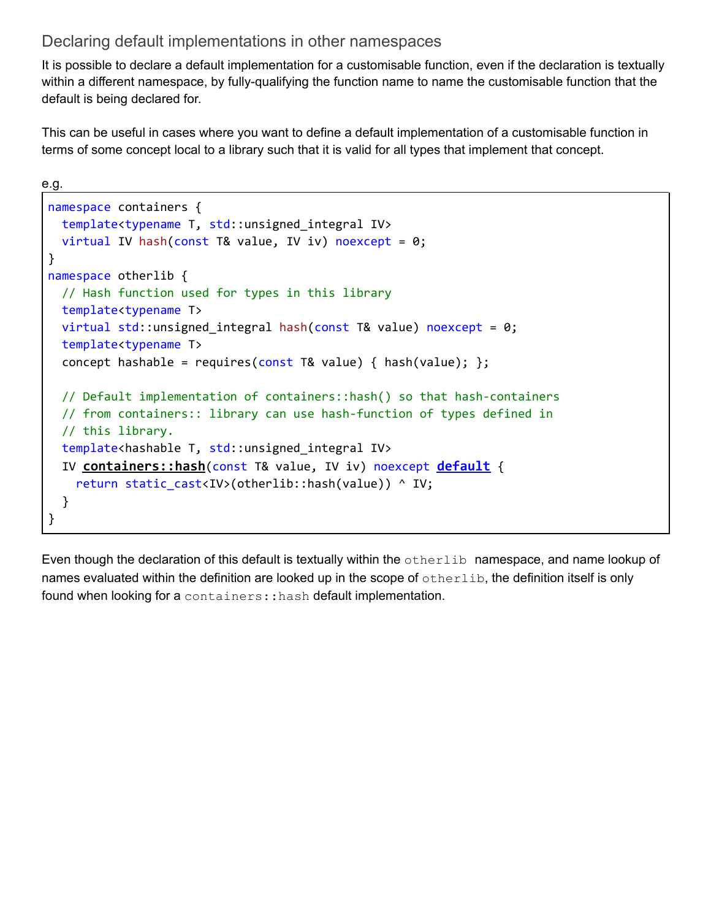## Declaring default implementations in other namespaces

It is possible to declare a default implementation for a customisable function, even if the declaration is textually within a different namespace, by fully-qualifying the function name to name the customisable function that the default is being declared for.

This can be useful in cases where you want to define a default implementation of a customisable function in terms of some concept local to a library such that it is valid for all types that implement that concept.

e.g.

```
namespace containers {
  template<typename T, std::unsigned_integral IV>
  virtual IV hash(const T& value, IV iv) noexcept = 0;
}
namespace otherlib {
  // Hash function used for types in this library
  template<typename T>
  virtual std::unsigned_integral hash(const T& value) noexcept = 0;
  template<typename T>
  concept hashable = requires(const T& value) { hash(value); };

  // Default implementation of containers::hash() so that hash-containers
  // from containers:: library can use hash-function of types defined in
  // this library.
  template<hashable T, std::unsigned_integral IV>
  IV containers::hash(const T& value, IV iv) noexcept default {
    return static_cast<IV>(otherlib::hash(value)) ^ IV;
  }
}
```

Even though the declaration of this default is textually within the `otherlib` namespace, and name lookup of names evaluated within the definition are looked up in the scope of `otherlib`, the definition itself is only found when looking for a `containers::hash` default implementation.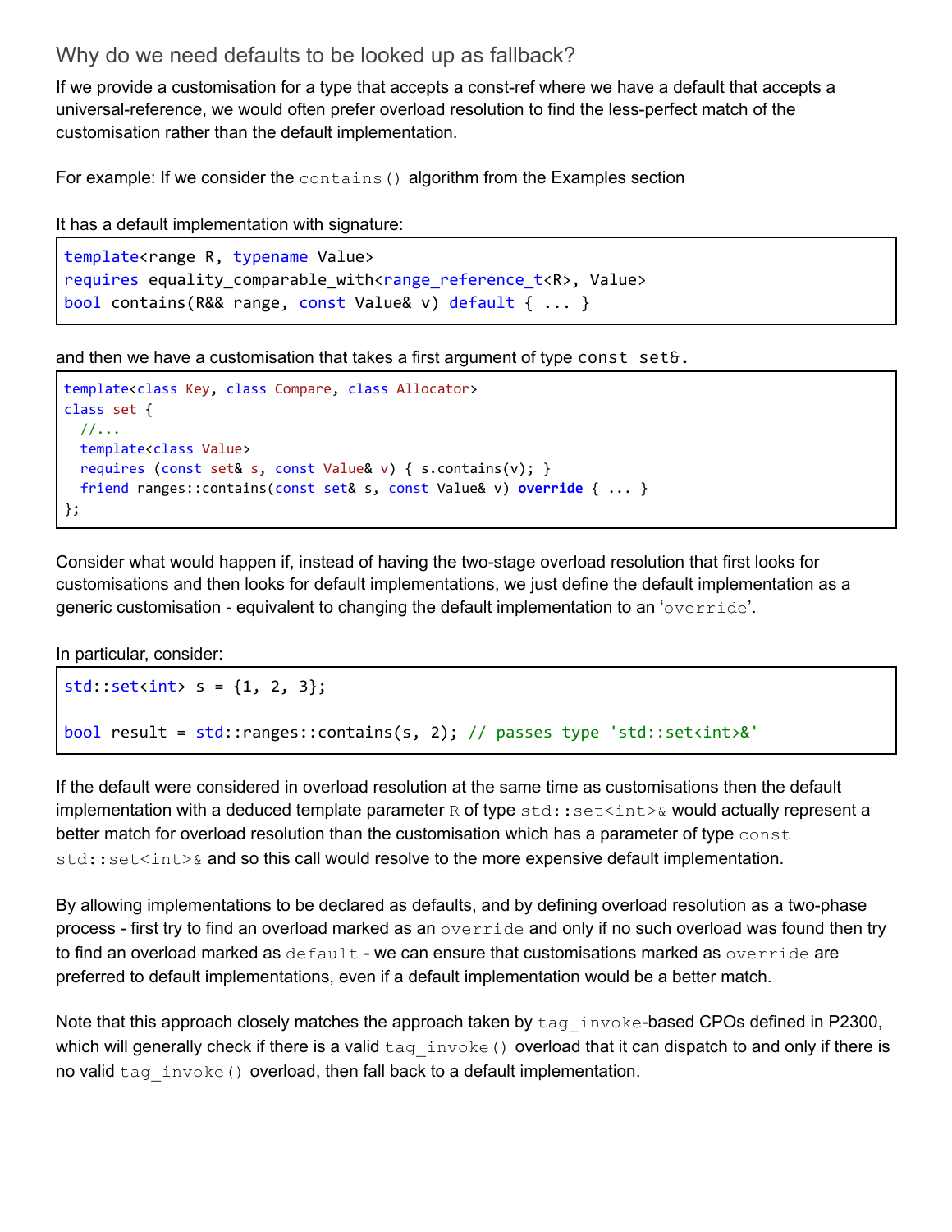### Why do we need defaults to be looked up as fallback?

If we provide a customisation for a type that accepts a const-ref where we have a default that accepts a universal-reference, we would often prefer overload resolution to find the less-perfect match of the customisation rather than the default implementation.

For example: If we consider the `contains()` algorithm from the Examples section

It has a default implementation with signature:

```
template<range R, typename Value>
requires equality_comparable_with<range_reference_t<R>, Value>
bool contains(R&& range, const Value& v) default { ... }
```

and then we have a customisation that takes a first argument of type `const set&`.

```
template<class Key, class Compare, class Allocator>
class set {
  //...
  template<class Value>
  requires (const set& s, const Value& v) { s.contains(v); }
  friend ranges::contains(const set& s, const Value& v) override { ... }
};
```

Consider what would happen if, instead of having the two-stage overload resolution that first looks for customisations and then looks for default implementations, we just define the default implementation as a generic customisation - equivalent to changing the default implementation to an '`override`'.

In particular, consider:

```
std::set<int> s = {1, 2, 3};

bool result = std::ranges::contains(s, 2); // passes type 'std::set<int>&'
```

If the default were considered in overload resolution at the same time as customisations then the default implementation with a deduced template parameter `R` of type `std::set<int>&` would actually represent a better match for overload resolution than the customisation which has a parameter of type `const std::set<int>&` and so this call would resolve to the more expensive default implementation.

By allowing implementations to be declared as defaults, and by defining overload resolution as a two-phase process - first try to find an overload marked as an `override` and only if no such overload was found then try to find an overload marked as `default` - we can ensure that customisations marked as `override` are preferred to default implementations, even if a default implementation would be a better match.

Note that this approach closely matches the approach taken by `tag_invoke`-based CPOs defined in P2300, which will generally check if there is a valid `tag_invoke()` overload that it can dispatch to and only if there is no valid `tag_invoke()` overload, then fall back to a default implementation.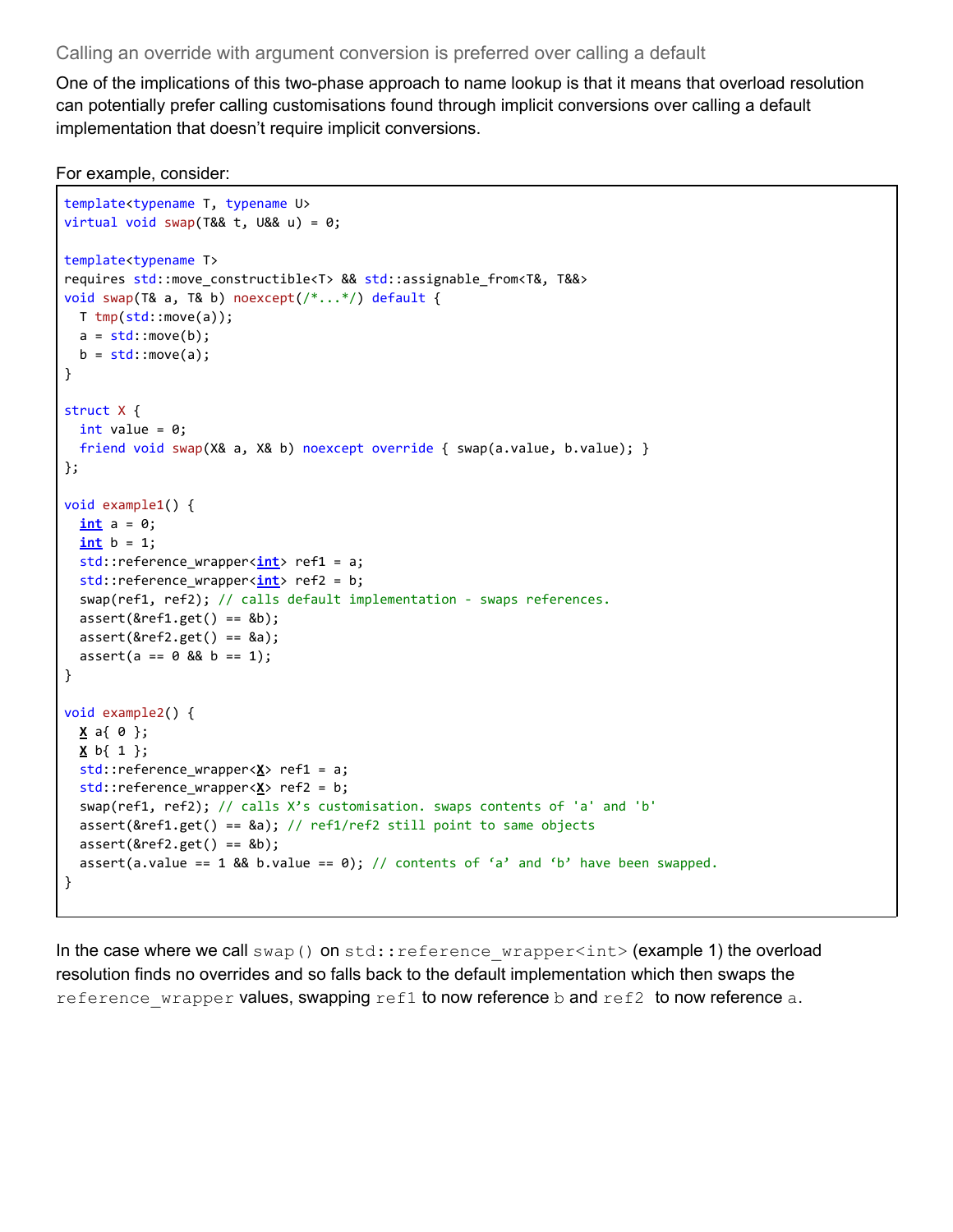### Calling an override with argument conversion is preferred over calling a default

One of the implications of this two-phase approach to name lookup is that it means that overload resolution can potentially prefer calling customisations found through implicit conversions over calling a default implementation that doesn't require implicit conversions.

For example, consider:

```
template<typename T, typename U>
virtual void swap(T&& t, U&& u) = 0;

template<typename T>
requires std::move_constructible<T> && std::assignable_from<T&, T&&>
void swap(T& a, T& b) noexcept(/*...*/) default {
  T tmp(std::move(a));
  a = std::move(b);
  b = std::move(a);
}

struct X {
  int value = 0;
  friend void swap(X& a, X& b) noexcept override { swap(a.value, b.value); }
};

void example1() {
  int a = 0;
  int b = 1;
  std::reference_wrapper<int> ref1 = a;
  std::reference_wrapper<int> ref2 = b;
  swap(ref1, ref2); // calls default implementation - swaps references.
  assert(&ref1.get() == &b);
  assert(&ref2.get() == &a);
  assert(a == 0 && b == 1);
}

void example2() {
  X a{ 0 };
  X b{ 1 };
  std::reference_wrapper<X> ref1 = a;
  std::reference_wrapper<X> ref2 = b;
  swap(ref1, ref2); // calls X's customisation. swaps contents of 'a' and 'b'
  assert(&ref1.get() == &a); // ref1/ref2 still point to same objects
  assert(&ref2.get() == &b);
  assert(a.value == 1 && b.value == 0); // contents of 'a' and 'b' have been swapped.
}
```

In the case where we call `swap()` on `std::reference_wrapper<int>` (example 1) the overload resolution finds no overrides and so falls back to the default implementation which then swaps the `reference_wrapper` values, swapping `ref1` to now reference `b` and `ref2` to now reference `a`.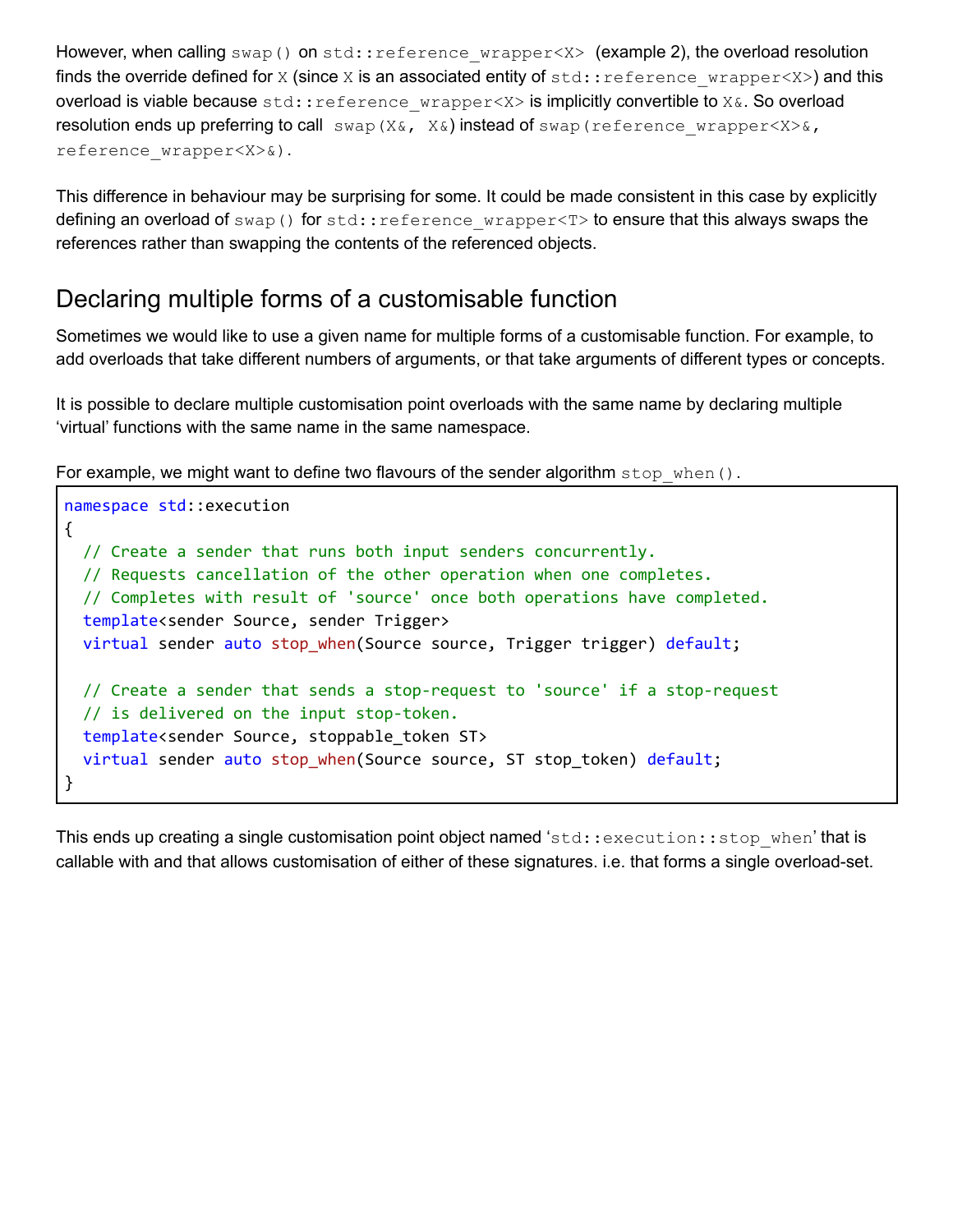However, when calling `swap()` on `std::reference_wrapper<X>` (example 2), the overload resolution finds the override defined for `X` (since `X` is an associated entity of `std::reference_wrapper<X>`) and this overload is viable because `std::reference_wrapper<X>` is implicitly convertible to `X&`. So overload resolution ends up preferring to call `swap(X&, X&)` instead of `swap(reference_wrapper<X>&, reference_wrapper<X>&)`.

This difference in behaviour may be surprising for some. It could be made consistent in this case by explicitly defining an overload of `swap()` for `std::reference_wrapper<T>` to ensure that this always swaps the references rather than swapping the contents of the referenced objects.

## Declaring multiple forms of a customisable function

Sometimes we would like to use a given name for multiple forms of a customisable function. For example, to add overloads that take different numbers of arguments, or that take arguments of different types or concepts.

It is possible to declare multiple customisation point overloads with the same name by declaring multiple 'virtual' functions with the same name in the same namespace.

For example, we might want to define two flavours of the sender algorithm `stop_when()`.

```
namespace std::execution
{
  // Create a sender that runs both input senders concurrently.
  // Requests cancellation of the other operation when one completes.
  // Completes with result of 'source' once both operations have completed.
  template<sender Source, sender Trigger>
  virtual sender auto stop_when(Source source, Trigger trigger) default;

  // Create a sender that sends a stop-request to 'source' if a stop-request
  // is delivered on the input stop-token.
  template<sender Source, stoppable_token ST>
  virtual sender auto stop_when(Source source, ST stop_token) default;
}
```

This ends up creating a single customisation point object named '`std::execution::stop_when`' that is callable with and that allows customisation of either of these signatures. i.e. that forms a single overload-set.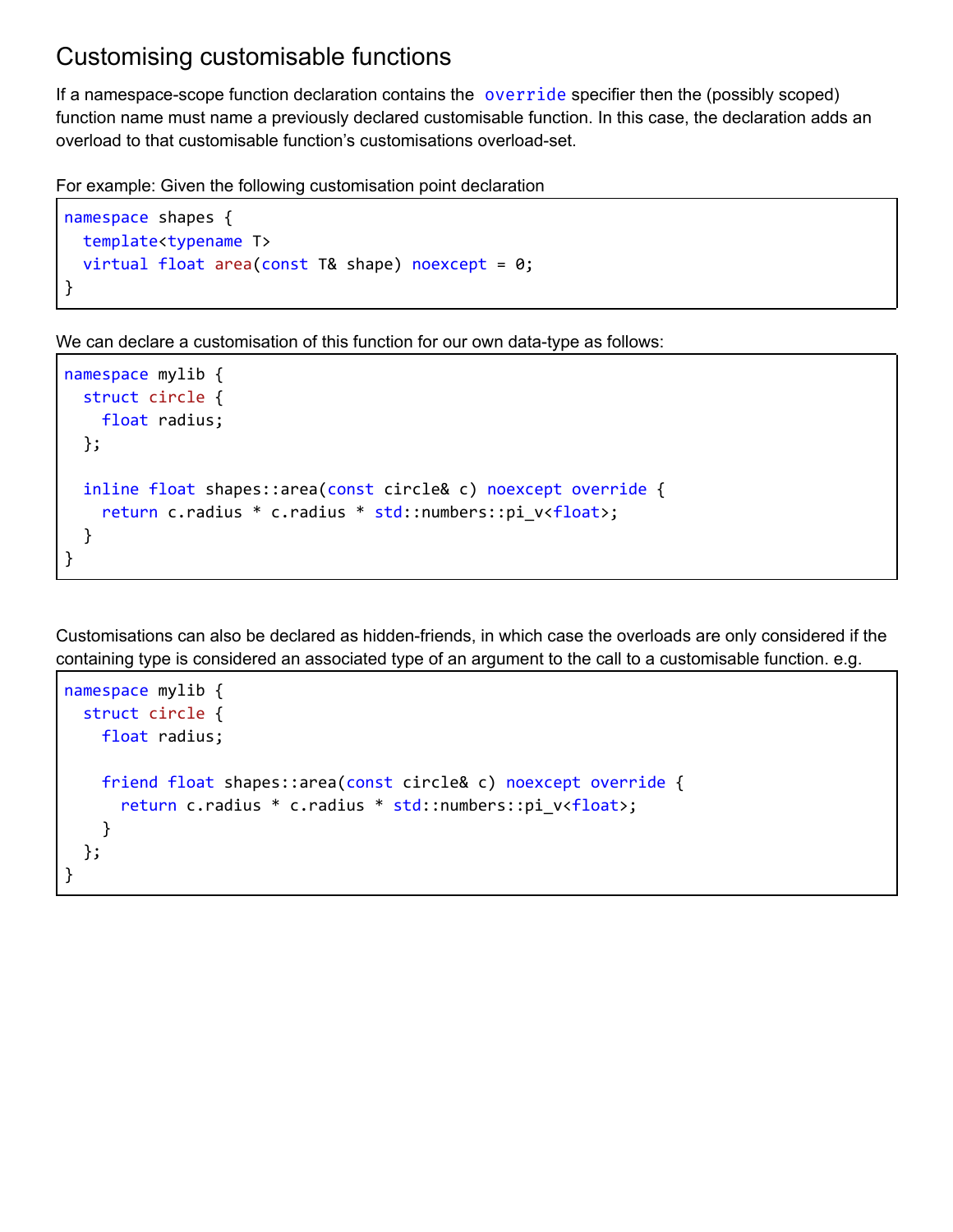## Customising customisable functions

If a namespace-scope function declaration contains the `override` specifier then the (possibly scoped) function name must name a previously declared customisable function. In this case, the declaration adds an overload to that customisable function's customisations overload-set.

For example: Given the following customisation point declaration

```
namespace shapes {
  template<typename T>
  virtual float area(const T& shape) noexcept = 0;
}
```

We can declare a customisation of this function for our own data-type as follows:

```
namespace mylib {
  struct circle {
    float radius;
  };

  inline float shapes::area(const circle& c) noexcept override {
    return c.radius * c.radius * std::numbers::pi_v<float>;
  }
}
```

Customisations can also be declared as hidden-friends, in which case the overloads are only considered if the containing type is considered an associated type of an argument to the call to a customisable function. e.g.

```
namespace mylib {
  struct circle {
    float radius;

    friend float shapes::area(const circle& c) noexcept override {
      return c.radius * c.radius * std::numbers::pi_v<float>;
    }
  };
}
```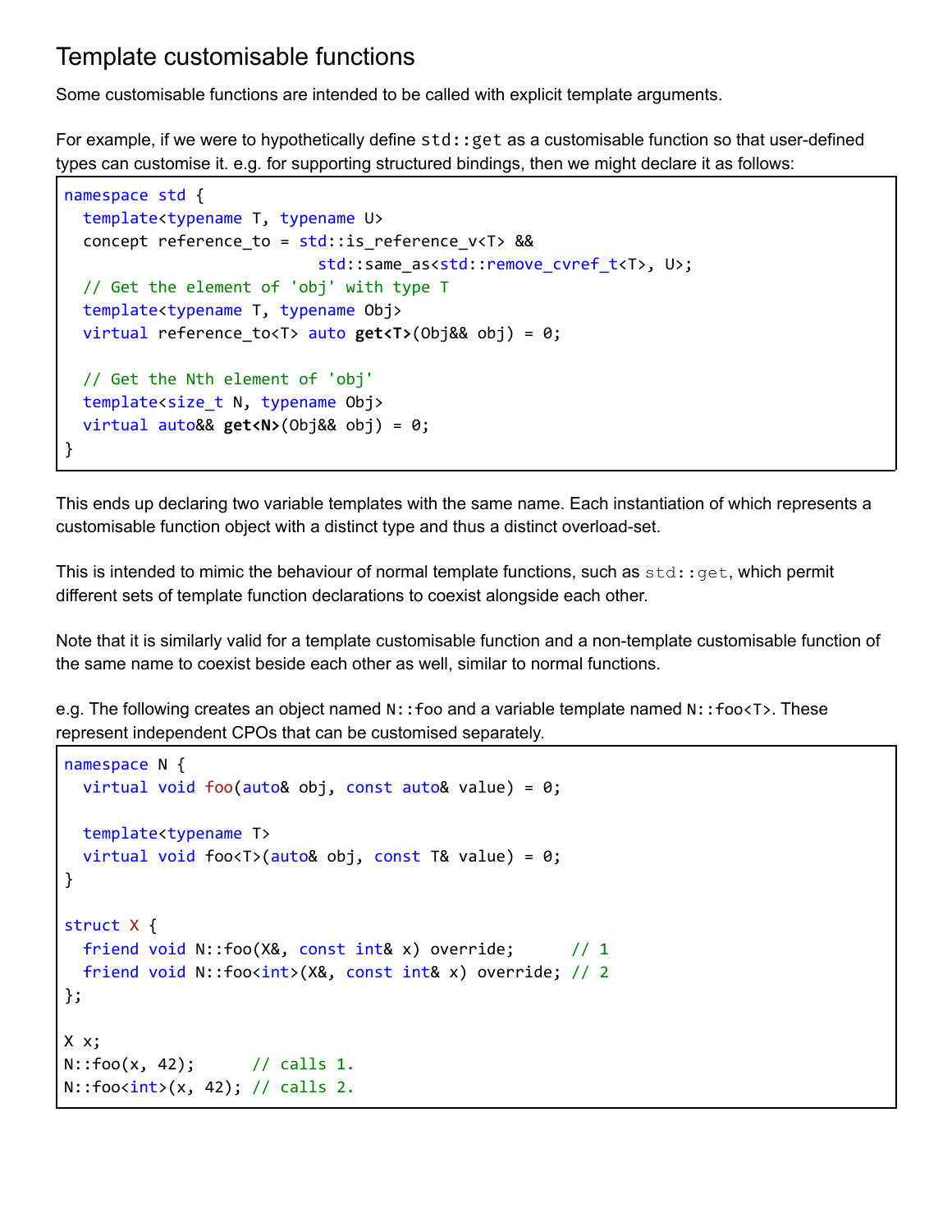## Template customisable functions

Some customisable functions are intended to be called with explicit template arguments.

For example, if we were to hypothetically define `std::get` as a customisable function so that user-defined types can customise it. e.g. for supporting structured bindings, then we might declare it as follows:

```
namespace std {
  template<typename T, typename U>
  concept reference_to = std::is_reference_v<T> &&
                         std::same_as<std::remove_cvref_t<T>, U>;
  // Get the element of 'obj' with type T
  template<typename T, typename Obj>
  virtual reference_to<T> auto get<T>(Obj&& obj) = 0;

  // Get the Nth element of 'obj'
  template<size_t N, typename Obj>
  virtual auto&& get<N>(Obj&& obj) = 0;
}
```

This ends up declaring two variable templates with the same name. Each instantiation of which represents a customisable function object with a distinct type and thus a distinct overload-set.

This is intended to mimic the behaviour of normal template functions, such as `std::get`, which permit different sets of template function declarations to coexist alongside each other.

Note that it is similarly valid for a template customisable function and a non-template customisable function of the same name to coexist beside each other as well, similar to normal functions.

e.g. The following creates an object named `N::foo` and a variable template named `N::foo<T>`. These represent independent CPOs that can be customised separately.

```
namespace N {
  virtual void foo(auto& obj, const auto& value) = 0;

  template<typename T>
  virtual void foo<T>(auto& obj, const T& value) = 0;
}

struct X {
  friend void N::foo(X&, const int& x) override;      // 1
  friend void N::foo<int>(X&, const int& x) override; // 2
};

X x;
N::foo(x, 42);      // calls 1.
N::foo<int>(x, 42); // calls 2.
```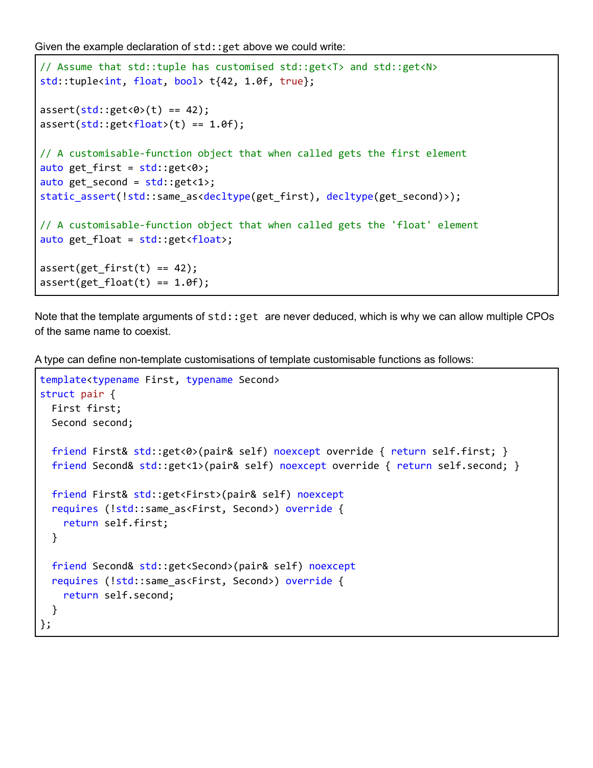Given the example declaration of `std::get` above we could write:

```
// Assume that std::tuple has customised std::get<T> and std::get<N>
std::tuple<int, float, bool> t{42, 1.0f, true};

assert(std::get<0>(t) == 42);
assert(std::get<float>(t) == 1.0f);

// A customisable-function object that when called gets the first element
auto get_first = std::get<0>;
auto get_second = std::get<1>;
static_assert(!std::same_as<decltype(get_first), decltype(get_second)>);

// A customisable-function object that when called gets the 'float' element
auto get_float = std::get<float>;

assert(get_first(t) == 42);
assert(get_float(t) == 1.0f);
```

Note that the template arguments of `std::get` are never deduced, which is why we can allow multiple CPOs of the same name to coexist.

A type can define non-template customisations of template customisable functions as follows:

```
template<typename First, typename Second>
struct pair {
  First first;
  Second second;

  friend First& std::get<0>(pair& self) noexcept override { return self.first; }
  friend Second& std::get<1>(pair& self) noexcept override { return self.second; }

  friend First& std::get<First>(pair& self) noexcept
  requires (!std::same_as<First, Second>) override {
    return self.first;
  }

  friend Second& std::get<Second>(pair& self) noexcept
  requires (!std::same_as<First, Second>) override {
    return self.second;
  }
};
```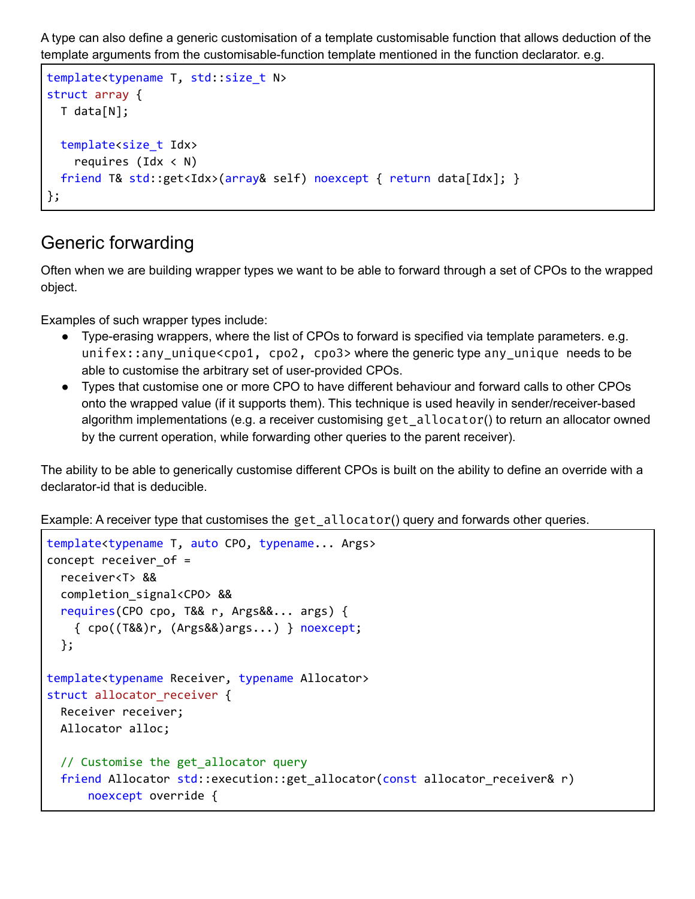A type can also define a generic customisation of a template customisable function that allows deduction of the template arguments from the customisable-function template mentioned in the function declarator. e.g.

```
template<typename T, std::size_t N>
struct array {
  T data[N];

  template<size_t Idx>
    requires (Idx < N)
  friend T& std::get<Idx>(array& self) noexcept { return data[Idx]; }
};
```

## Generic forwarding

Often when we are building wrapper types we want to be able to forward through a set of CPOs to the wrapped object.

Examples of such wrapper types include:

- Type-erasing wrappers, where the list of CPOs to forward is specified via template parameters. e.g. `unifex::any_unique<cpo1, cpo2, cpo3>` where the generic type `any_unique` needs to be able to customise the arbitrary set of user-provided CPOs.
- Types that customise one or more CPO to have different behaviour and forward calls to other CPOs onto the wrapped value (if it supports them). This technique is used heavily in sender/receiver-based algorithm implementations (e.g. a receiver customising `get_allocator()` to return an allocator owned by the current operation, while forwarding other queries to the parent receiver).

The ability to be able to generically customise different CPOs is built on the ability to define an override with a declarator-id that is deducible.

Example: A receiver type that customises the `get_allocator()` query and forwards other queries.

```
template<typename T, auto CPO, typename... Args>
concept receiver_of =
  receiver<T> &&
  completion_signal<CPO> &&
  requires(CPO cpo, T&& r, Args&&... args) {
    { cpo((T&&)r, (Args&&)args...) } noexcept;
  };

template<typename Receiver, typename Allocator>
struct allocator_receiver {
  Receiver receiver;
  Allocator alloc;

  // Customise the get_allocator query
  friend Allocator std::execution::get_allocator(const allocator_receiver& r)
      noexcept override {
```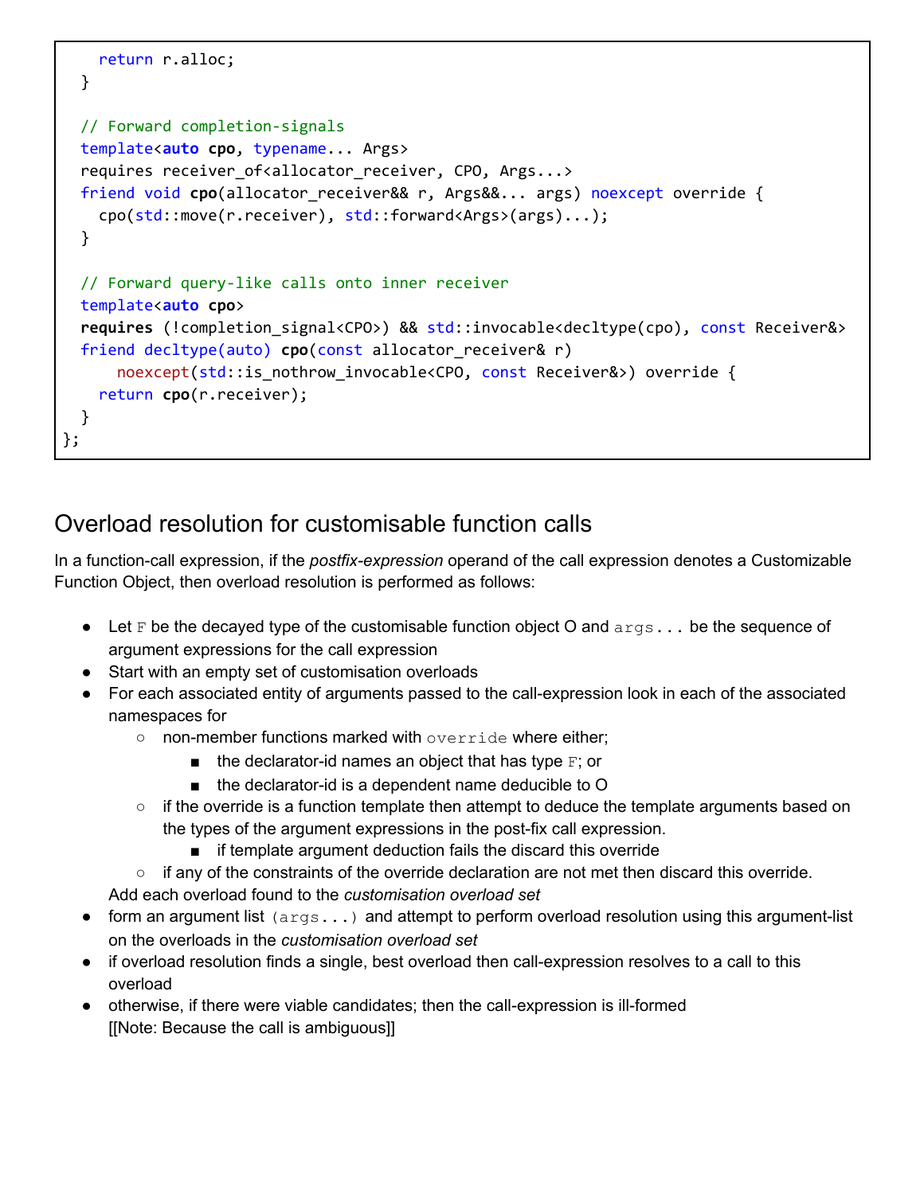```
    return r.alloc;
  }

  // Forward completion-signals
  template<auto cpo, typename... Args>
  requires receiver_of<allocator_receiver, CPO, Args...>
  friend void cpo(allocator_receiver&& r, Args&&... args) noexcept override {
    cpo(std::move(r.receiver), std::forward<Args>(args)...);
  }

  // Forward query-like calls onto inner receiver
  template<auto cpo>
  requires (!completion_signal<CPO>) && std::invocable<decltype(cpo), const Receiver&>
  friend decltype(auto) cpo(const allocator_receiver& r)
      noexcept(std::is_nothrow_invocable<CPO, const Receiver&>) override {
    return cpo(r.receiver);
  }
};
```

## Overload resolution for customisable function calls

In a function-call expression, if the *postfix-expression* operand of the call expression denotes a Customizable Function Object, then overload resolution is performed as follows:

- Let `F` be the decayed type of the customisable function object O and `args...` be the sequence of argument expressions for the call expression
- Start with an empty set of customisation overloads
- For each associated entity of arguments passed to the call-expression look in each of the associated namespaces for
  - non-member functions marked with `override` where either;
    - the declarator-id names an object that has type `F`; or
    - the declarator-id is a dependent name deducible to O
  - if the override is a function template then attempt to deduce the template arguments based on the types of the argument expressions in the post-fix call expression.
    - if template argument deduction fails the discard this override
  - if any of the constraints of the override declaration are not met then discard this override.

  Add each overload found to the *customisation overload set*
- form an argument list `(args...)` and attempt to perform overload resolution using this argument-list on the overloads in the *customisation overload set*
- if overload resolution finds a single, best overload then call-expression resolves to a call to this overload
- otherwise, if there were viable candidates; then the call-expression is ill-formed
  [[Note: Because the call is ambiguous]]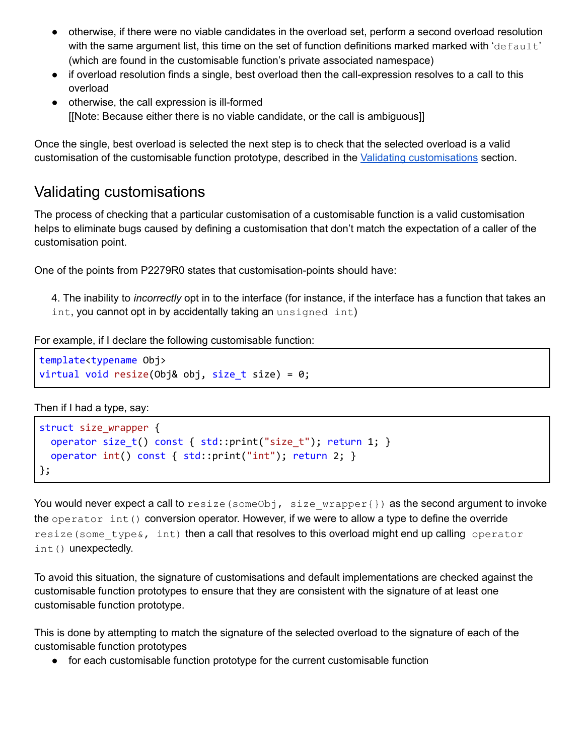- otherwise, if there were no viable candidates in the overload set, perform a second overload resolution with the same argument list, this time on the set of function definitions marked marked with '`default`' (which are found in the customisable function's private associated namespace)
- if overload resolution finds a single, best overload then the call-expression resolves to a call to this overload
- otherwise, the call expression is ill-formed
  [[Note: Because either there is no viable candidate, or the call is ambiguous]]

Once the single, best overload is selected the next step is to check that the selected overload is a valid customisation of the customisable function prototype, described in the Validating customisations section.

## Validating customisations

The process of checking that a particular customisation of a customisable function is a valid customisation helps to eliminate bugs caused by defining a customisation that don't match the expectation of a caller of the customisation point.

One of the points from P2279R0 states that customisation-points should have:

> 4. The inability to *incorrectly* opt in to the interface (for instance, if the interface has a function that takes an `int`, you cannot opt in by accidentally taking an `unsigned int`)

For example, if I declare the following customisable function:

```
template<typename Obj>
virtual void resize(Obj& obj, size_t size) = 0;
```

Then if I had a type, say:

```
struct size_wrapper {
  operator size_t() const { std::print("size_t"); return 1; }
  operator int() const { std::print("int"); return 2; }
};
```

You would never expect a call to `resize(someObj, size_wrapper{})` as the second argument to invoke the `operator int()` conversion operator. However, if we were to allow a type to define the override `resize(some_type&, int)` then a call that resolves to this overload might end up calling `operator int()` unexpectedly.

To avoid this situation, the signature of customisations and default implementations are checked against the customisable function prototypes to ensure that they are consistent with the signature of at least one customisable function prototype.

This is done by attempting to match the signature of the selected overload to the signature of each of the customisable function prototypes

- for each customisable function prototype for the current customisable function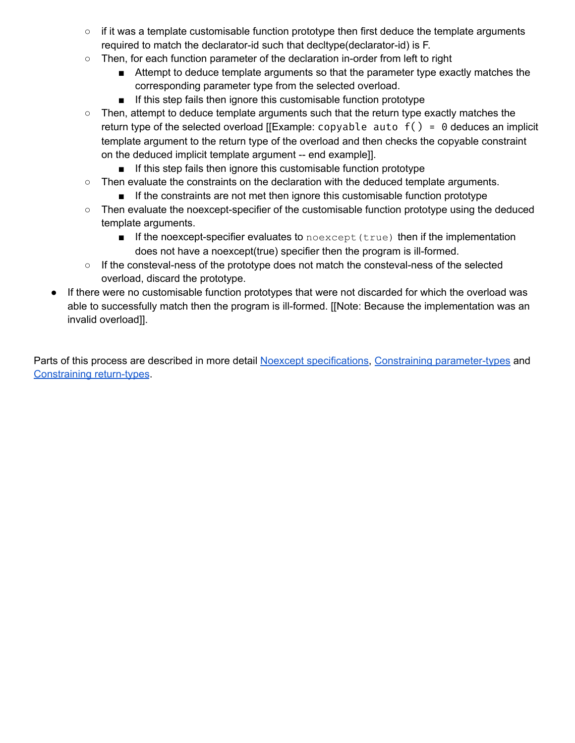- if it was a template customisable function prototype then first deduce the template arguments required to match the declarator-id such that decltype(declarator-id) is F.
    - Then, for each function parameter of the declaration in-order from left to right
        - Attempt to deduce template arguments so that the parameter type exactly matches the corresponding parameter type from the selected overload.
        - If this step fails then ignore this customisable function prototype
    - Then, attempt to deduce template arguments such that the return type exactly matches the return type of the selected overload [[Example: `copyable auto f() = 0` deduces an implicit template argument to the return type of the overload and then checks the copyable constraint on the deduced implicit template argument -- end example]].
        - If this step fails then ignore this customisable function prototype
    - Then evaluate the constraints on the declaration with the deduced template arguments.
        - If the constraints are not met then ignore this customisable function prototype
    - Then evaluate the noexcept-specifier of the customisable function prototype using the deduced template arguments.
        - If the noexcept-specifier evaluates to `noexcept(true)` then if the implementation does not have a noexcept(true) specifier then the program is ill-formed.
    - If the consteval-ness of the prototype does not match the consteval-ness of the selected overload, discard the prototype.
- If there were no customisable function prototypes that were not discarded for which the overload was able to successfully match then the program is ill-formed. [[Note: Because the implementation was an invalid overload]].

Parts of this process are described in more detail Noexcept specifications, Constraining parameter-types and Constraining return-types.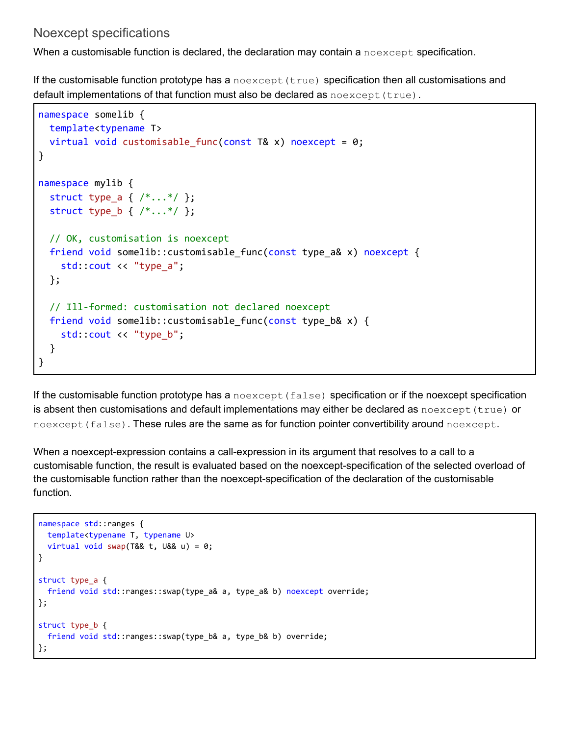## Noexcept specifications

When a customisable function is declared, the declaration may contain a `noexcept` specification.

If the customisable function prototype has a `noexcept(true)` specification then all customisations and default implementations of that function must also be declared as `noexcept(true)`.

```
namespace somelib {
  template<typename T>
  virtual void customisable_func(const T& x) noexcept = 0;
}

namespace mylib {
  struct type_a { /*...*/ };
  struct type_b { /*...*/ };

  // OK, customisation is noexcept
  friend void somelib::customisable_func(const type_a& x) noexcept {
    std::cout << "type_a";
  };

  // Ill-formed: customisation not declared noexcept
  friend void somelib::customisable_func(const type_b& x) {
    std::cout << "type_b";
  }
}
```

If the customisable function prototype has a `noexcept(false)` specification or if the noexcept specification is absent then customisations and default implementations may either be declared as `noexcept(true)` or `noexcept(false)`. These rules are the same as for function pointer convertibility around `noexcept`.

When a noexcept-expression contains a call-expression in its argument that resolves to a call to a customisable function, the result is evaluated based on the noexcept-specification of the selected overload of the customisable function rather than the noexcept-specification of the declaration of the customisable function.

```
namespace std::ranges {
  template<typename T, typename U>
  virtual void swap(T&& t, U&& u) = 0;
}

struct type_a {
  friend void std::ranges::swap(type_a& a, type_a& b) noexcept override;
};

struct type_b {
  friend void std::ranges::swap(type_b& a, type_b& b) override;
};
```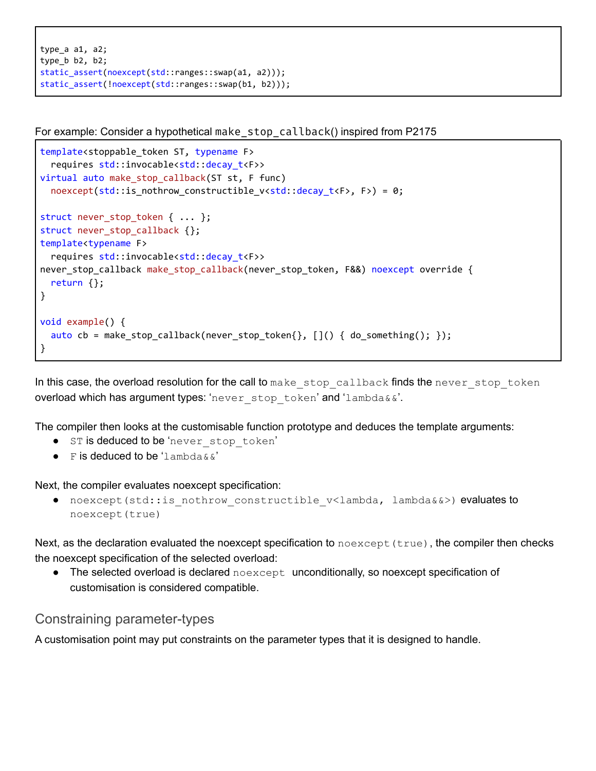```
type_a a1, a2;
type_b b2, b2;
static_assert(noexcept(std::ranges::swap(a1, a2)));
static_assert(!noexcept(std::ranges::swap(b1, b2)));
```

For example: Consider a hypothetical `make_stop_callback`() inspired from P2175

```
template<stoppable_token ST, typename F>
  requires std::invocable<std::decay_t<F>>
virtual auto make_stop_callback(ST st, F func)
  noexcept(std::is_nothrow_constructible_v<std::decay_t<F>, F>) = 0;

struct never_stop_token { ... };
struct never_stop_callback {};
template<typename F>
  requires std::invocable<std::decay_t<F>>
never_stop_callback make_stop_callback(never_stop_token, F&&) noexcept override {
  return {};
}

void example() {
  auto cb = make_stop_callback(never_stop_token{}, []() { do_something(); });
}
```

In this case, the overload resolution for the call to `make_stop_callback` finds the `never_stop_token` overload which has argument types: '`never_stop_token`' and '`lambda&&`'.

The compiler then looks at the customisable function prototype and deduces the template arguments:

- `ST` is deduced to be '`never_stop_token`'
- `F` is deduced to be '`lambda&&`'

Next, the compiler evaluates noexcept specification:

- `noexcept(std::is_nothrow_constructible_v<lambda, lambda&&>)` evaluates to `noexcept(true)`

Next, as the declaration evaluated the noexcept specification to `noexcept(true)`, the compiler then checks the noexcept specification of the selected overload:

- The selected overload is declared `noexcept` unconditionally, so noexcept specification of customisation is considered compatible.

## Constraining parameter-types

A customisation point may put constraints on the parameter types that it is designed to handle.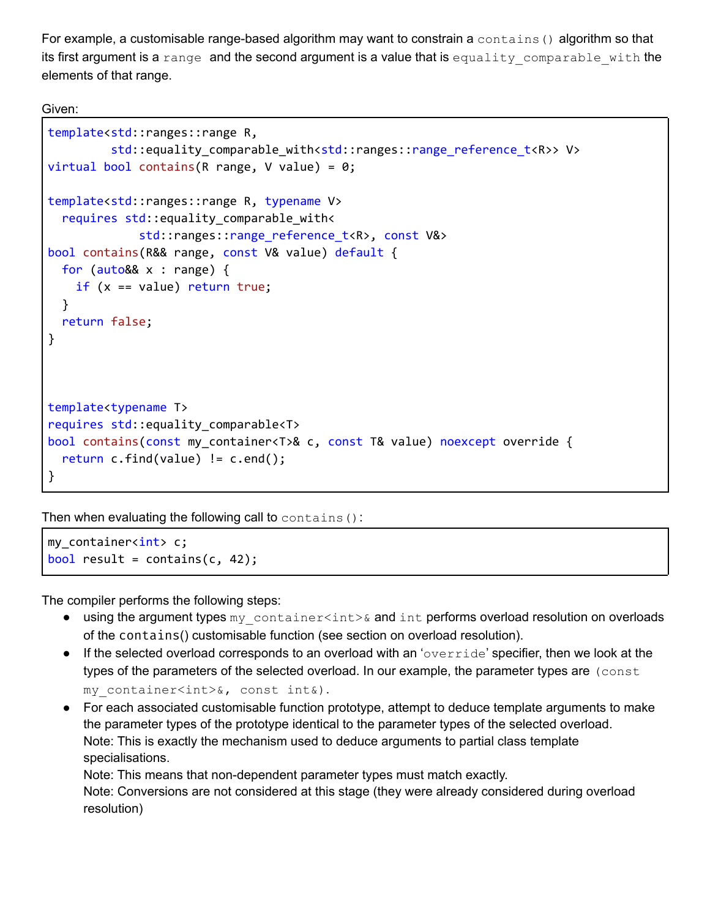For example, a customisable range-based algorithm may want to constrain a `contains()` algorithm so that its first argument is a `range` and the second argument is a value that is `equality_comparable_with` the elements of that range.

Given:

```
template<std::ranges::range R,
         std::equality_comparable_with<std::ranges::range_reference_t<R>> V>
virtual bool contains(R range, V value) = 0;

template<std::ranges::range R, typename V>
  requires std::equality_comparable_with<
             std::ranges::range_reference_t<R>, const V&>
bool contains(R&& range, const V& value) default {
  for (auto&& x : range) {
    if (x == value) return true;
  }
  return false;
}



template<typename T>
requires std::equality_comparable<T>
bool contains(const my_container<T>& c, const T& value) noexcept override {
  return c.find(value) != c.end();
}
```

Then when evaluating the following call to `contains()`:

```
my_container<int> c;
bool result = contains(c, 42);
```

The compiler performs the following steps:

- using the argument types `my_container<int>&` and `int` performs overload resolution on overloads of the `contains()` customisable function (see section on overload resolution).
- If the selected overload corresponds to an overload with an '`override`' specifier, then we look at the types of the parameters of the selected overload. In our example, the parameter types are `(const my_container<int>&, const int&)`.
- For each associated customisable function prototype, attempt to deduce template arguments to make the parameter types of the prototype identical to the parameter types of the selected overload.
  Note: This is exactly the mechanism used to deduce arguments to partial class template specialisations.
  Note: This means that non-dependent parameter types must match exactly.
  Note: Conversions are not considered at this stage (they were already considered during overload resolution)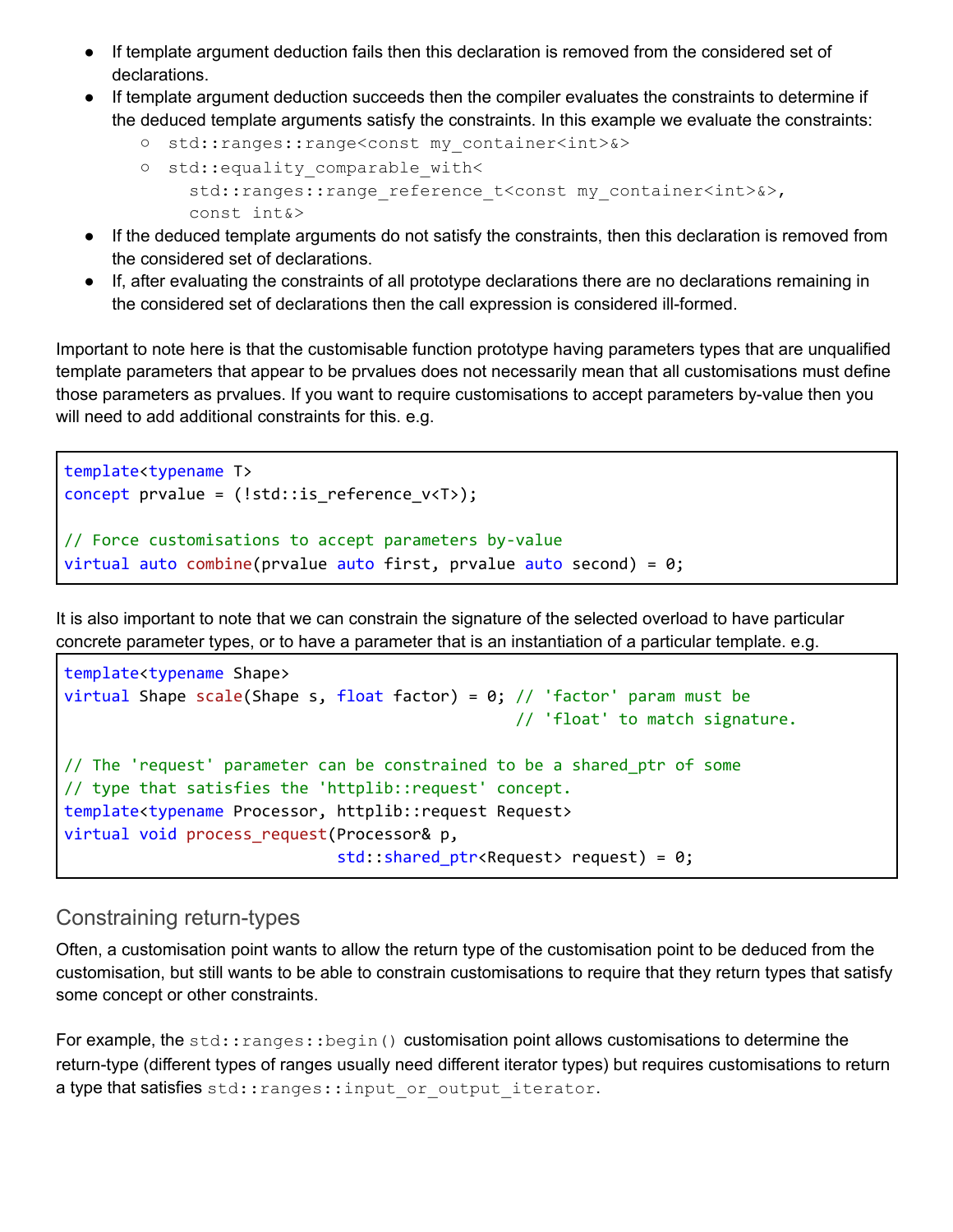- If template argument deduction fails then this declaration is removed from the considered set of declarations.
- If template argument deduction succeeds then the compiler evaluates the constraints to determine if the deduced template arguments satisfy the constraints. In this example we evaluate the constraints:
  - `std::ranges::range<const my_container<int>&>`
  - `std::equality_comparable_with<`
    `std::ranges::range_reference_t<const my_container<int>&>,`
    `const int&>`
- If the deduced template arguments do not satisfy the constraints, then this declaration is removed from the considered set of declarations.
- If, after evaluating the constraints of all prototype declarations there are no declarations remaining in the considered set of declarations then the call expression is considered ill-formed.

Important to note here is that the customisable function prototype having parameters types that are unqualified template parameters that appear to be prvalues does not necessarily mean that all customisations must define those parameters as prvalues. If you want to require customisations to accept parameters by-value then you will need to add additional constraints for this. e.g.

```
template<typename T>
concept prvalue = (!std::is_reference_v<T>);

// Force customisations to accept parameters by-value
virtual auto combine(prvalue auto first, prvalue auto second) = 0;
```

It is also important to note that we can constrain the signature of the selected overload to have particular concrete parameter types, or to have a parameter that is an instantiation of a particular template. e.g.

```
template<typename Shape>
virtual Shape scale(Shape s, float factor) = 0; // 'factor' param must be
                                                // 'float' to match signature.

// The 'request' parameter can be constrained to be a shared_ptr of some
// type that satisfies the 'httplib::request' concept.
template<typename Processor, httplib::request Request>
virtual void process_request(Processor& p,
                             std::shared_ptr<Request> request) = 0;
```

## Constraining return-types

Often, a customisation point wants to allow the return type of the customisation point to be deduced from the customisation, but still wants to be able to constrain customisations to require that they return types that satisfy some concept or other constraints.

For example, the `std::ranges::begin()` customisation point allows customisations to determine the return-type (different types of ranges usually need different iterator types) but requires customisations to return a type that satisfies `std::ranges::input_or_output_iterator`.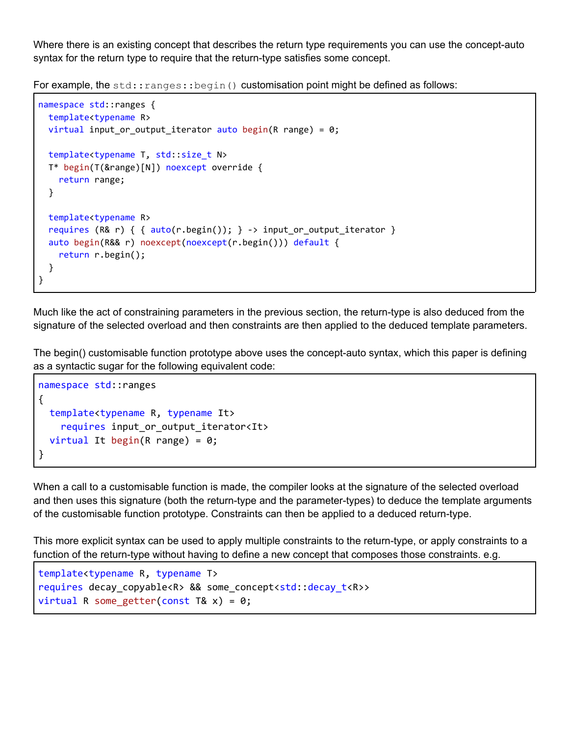Where there is an existing concept that describes the return type requirements you can use the concept-auto syntax for the return type to require that the return-type satisfies some concept.

For example, the `std::ranges::begin()` customisation point might be defined as follows:

```
namespace std::ranges {
  template<typename R>
  virtual input_or_output_iterator auto begin(R range) = 0;

  template<typename T, std::size_t N>
  T* begin(T(&range)[N]) noexcept override {
    return range;
  }

  template<typename R>
  requires (R& r) { { auto(r.begin()); } -> input_or_output_iterator }
  auto begin(R&& r) noexcept(noexcept(r.begin())) default {
    return r.begin();
  }
}
```

Much like the act of constraining parameters in the previous section, the return-type is also deduced from the signature of the selected overload and then constraints are then applied to the deduced template parameters.

The begin() customisable function prototype above uses the concept-auto syntax, which this paper is defining as a syntactic sugar for the following equivalent code:

```
namespace std::ranges
{
  template<typename R, typename It>
    requires input_or_output_iterator<It>
  virtual It begin(R range) = 0;
}
```

When a call to a customisable function is made, the compiler looks at the signature of the selected overload and then uses this signature (both the return-type and the parameter-types) to deduce the template arguments of the customisable function prototype. Constraints can then be applied to a deduced return-type.

This more explicit syntax can be used to apply multiple constraints to the return-type, or apply constraints to a function of the return-type without having to define a new concept that composes those constraints. e.g.

```
template<typename R, typename T>
requires decay_copyable<R> && some_concept<std::decay_t<R>>
virtual R some_getter(const T& x) = 0;
```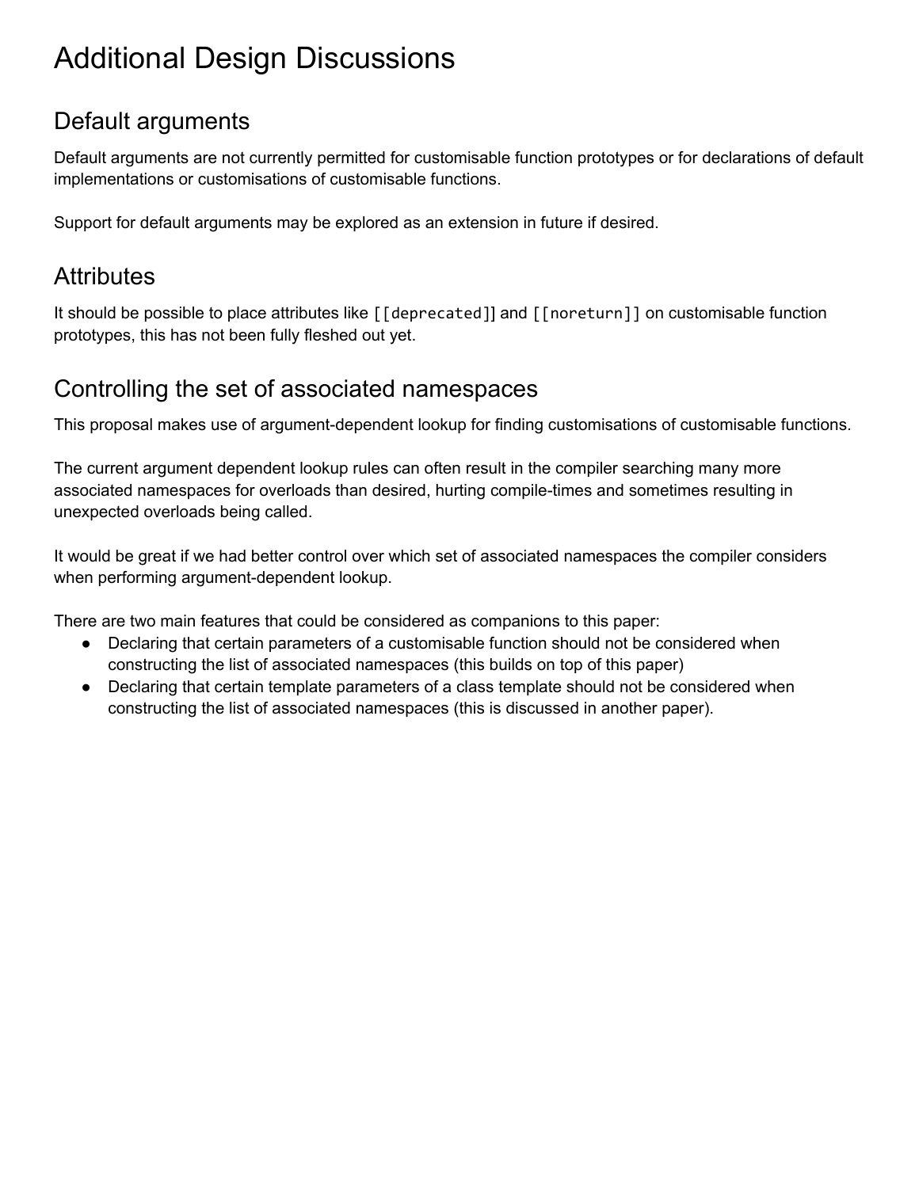# Additional Design Discussions

## Default arguments

Default arguments are not currently permitted for customisable function prototypes or for declarations of default implementations or customisations of customisable functions.

Support for default arguments may be explored as an extension in future if desired.

## Attributes

It should be possible to place attributes like `[[deprecated]]` and `[[noreturn]]` on customisable function prototypes, this has not been fully fleshed out yet.

## Controlling the set of associated namespaces

This proposal makes use of argument-dependent lookup for finding customisations of customisable functions.

The current argument dependent lookup rules can often result in the compiler searching many more associated namespaces for overloads than desired, hurting compile-times and sometimes resulting in unexpected overloads being called.

It would be great if we had better control over which set of associated namespaces the compiler considers when performing argument-dependent lookup.

There are two main features that could be considered as companions to this paper:

- Declaring that certain parameters of a customisable function should not be considered when constructing the list of associated namespaces (this builds on top of this paper)
- Declaring that certain template parameters of a class template should not be considered when constructing the list of associated namespaces (this is discussed in another paper).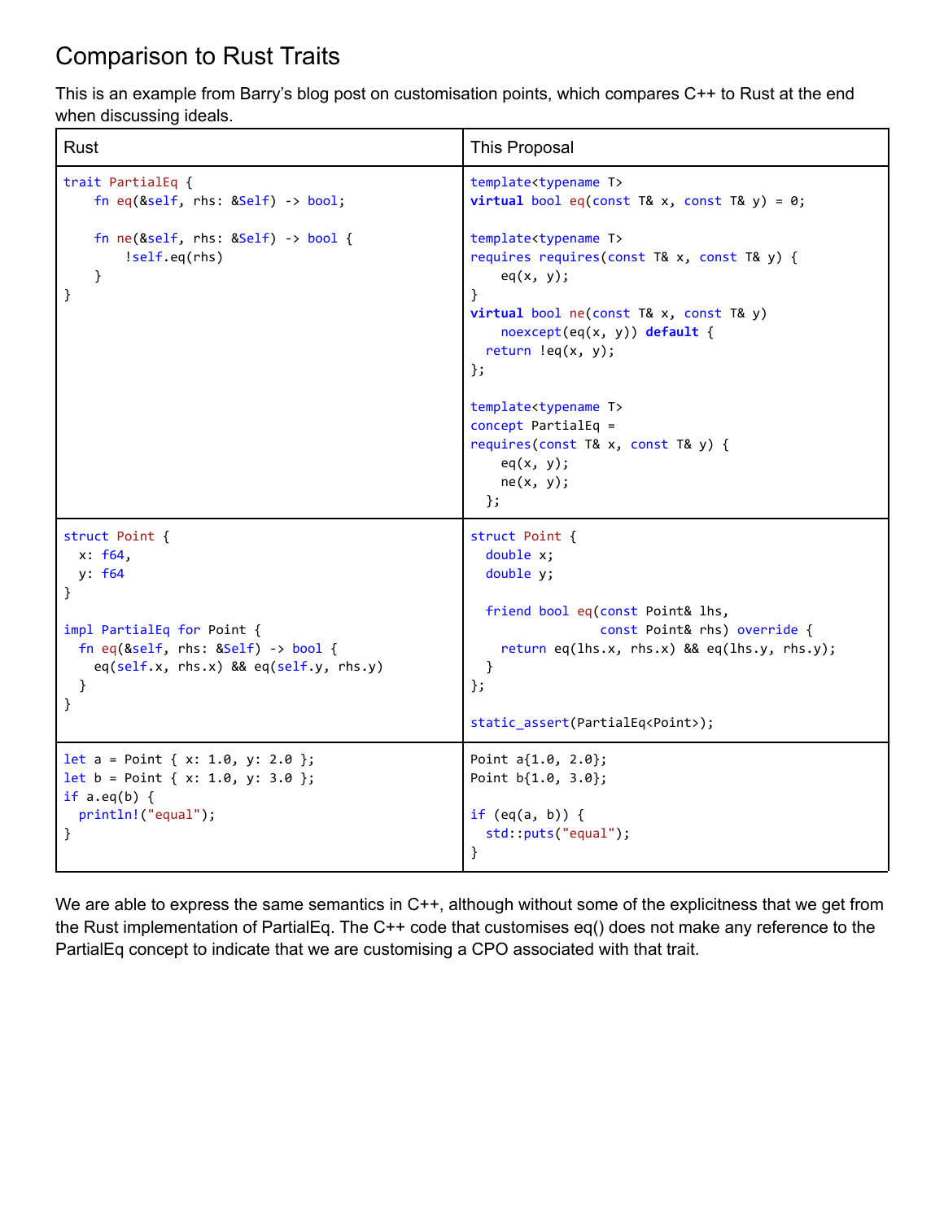# Comparison to Rust Traits

This is an example from Barry's blog post on customisation points, which compares C++ to Rust at the end when discussing ideals.

| Rust | This Proposal |
|---|---|
| <pre>trait PartialEq {<br>    fn eq(&self, rhs: &Self) -> bool;<br><br>    fn ne(&self, rhs: &Self) -> bool {<br>        !self.eq(rhs)<br>    }<br>}</pre> | <pre>template<typename T><br>virtual bool eq(const T& x, const T& y) = 0;<br><br>template<typename T><br>requires requires(const T& x, const T& y) {<br>    eq(x, y);<br>}<br>virtual bool ne(const T& x, const T& y)<br>    noexcept(eq(x, y)) default {<br>  return !eq(x, y);<br>};<br><br>template<typename T><br>concept PartialEq =<br>requires(const T& x, const T& y) {<br>    eq(x, y);<br>    ne(x, y);<br>  };</pre> |
| <pre>struct Point {<br>  x: f64,<br>  y: f64<br>}<br><br>impl PartialEq for Point {<br>  fn eq(&self, rhs: &Self) -> bool {<br>    eq(self.x, rhs.x) && eq(self.y, rhs.y)<br>  }<br>}</pre> | <pre>struct Point {<br>  double x;<br>  double y;<br><br>  friend bool eq(const Point& lhs,<br>                 const Point& rhs) override {<br>    return eq(lhs.x, rhs.x) && eq(lhs.y, rhs.y);<br>  }<br>};<br><br>static_assert(PartialEq<Point>);</pre> |
| <pre>let a = Point { x: 1.0, y: 2.0 };<br>let b = Point { x: 1.0, y: 3.0 };<br>if a.eq(b) {<br>  println!("equal");<br>}</pre> | <pre>Point a{1.0, 2.0};<br>Point b{1.0, 3.0};<br><br>if (eq(a, b)) {<br>  std::puts("equal");<br>}</pre> |

We are able to express the same semantics in C++, although without some of the explicitness that we get from the Rust implementation of PartialEq. The C++ code that customises eq() does not make any reference to the PartialEq concept to indicate that we are customising a CPO associated with that trait.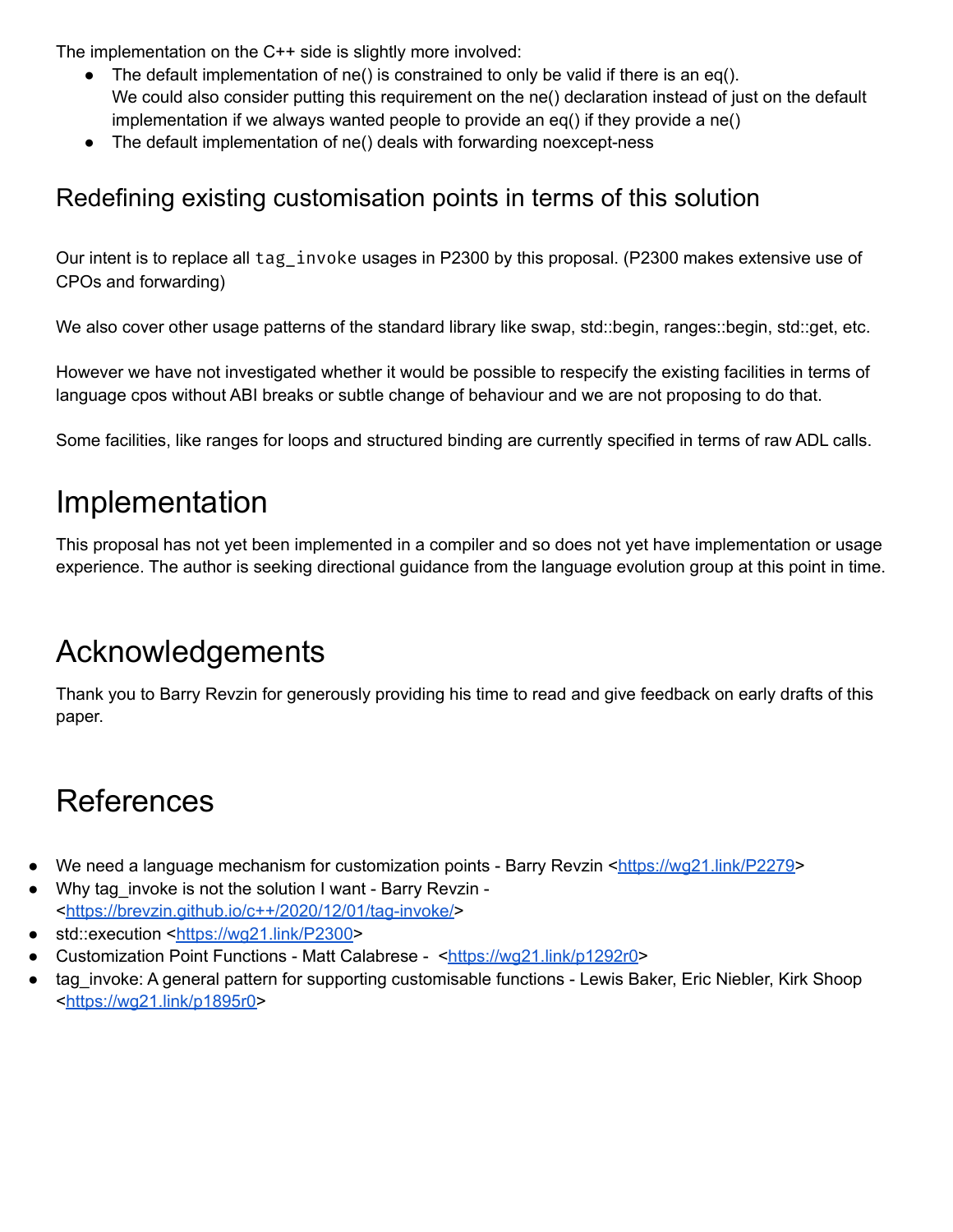The implementation on the C++ side is slightly more involved:

- The default implementation of ne() is constrained to only be valid if there is an eq().
  We could also consider putting this requirement on the ne() declaration instead of just on the default implementation if we always wanted people to provide an eq() if they provide a ne()
- The default implementation of ne() deals with forwarding noexcept-ness

## Redefining existing customisation points in terms of this solution

Our intent is to replace all `tag_invoke` usages in P2300 by this proposal. (P2300 makes extensive use of CPOs and forwarding)

We also cover other usage patterns of the standard library like swap, std::begin, ranges::begin, std::get, etc.

However we have not investigated whether it would be possible to respecify the existing facilities in terms of language cpos without ABI breaks or subtle change of behaviour and we are not proposing to do that.

Some facilities, like ranges for loops and structured binding are currently specified in terms of raw ADL calls.

# Implementation

This proposal has not yet been implemented in a compiler and so does not yet have implementation or usage experience. The author is seeking directional guidance from the language evolution group at this point in time.

# Acknowledgements

Thank you to Barry Revzin for generously providing his time to read and give feedback on early drafts of this paper.

# References

- We need a language mechanism for customization points - Barry Revzin <https://wg21.link/P2279>
- Why tag_invoke is not the solution I want - Barry Revzin - <https://brevzin.github.io/c++/2020/12/01/tag-invoke/>
- std::execution <https://wg21.link/P2300>
- Customization Point Functions - Matt Calabrese - <https://wg21.link/p1292r0>
- tag_invoke: A general pattern for supporting customisable functions - Lewis Baker, Eric Niebler, Kirk Shoop <https://wg21.link/p1895r0>